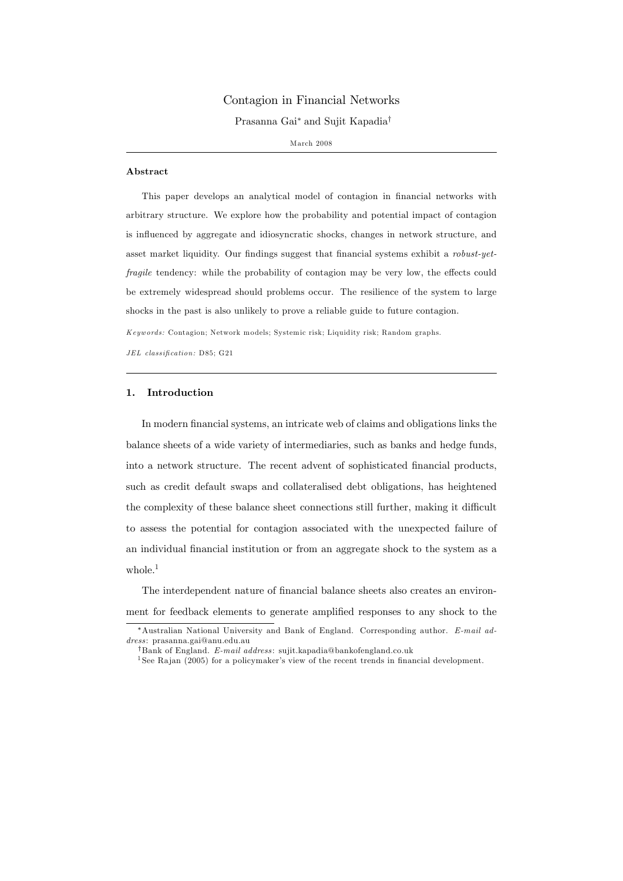# Contagion in Financial Networks

Prasanna Gai[*] and Sujit Kapadia[†]

March 2008

---

**Abstract**

This paper develops an analytical model of contagion in financial networks with arbitrary structure. We explore how the probability and potential impact of contagion is influenced by aggregate and idiosyncratic shocks, changes in network structure, and asset market liquidity. Our findings suggest that financial systems exhibit a *robust-yet-fragile* tendency: while the probability of contagion may be very low, the effects could be extremely widespread should problems occur. The resilience of the system to large shocks in the past is also unlikely to prove a reliable guide to future contagion.

*Keywords:* Contagion; Network models; Systemic risk; Liquidity risk; Random graphs.

*JEL classification:* D85; G21

---

## 1. Introduction

In modern financial systems, an intricate web of claims and obligations links the balance sheets of a wide variety of intermediaries, such as banks and hedge funds, into a network structure. The recent advent of sophisticated financial products, such as credit default swaps and collateralised debt obligations, has heightened the complexity of these balance sheet connections still further, making it difficult to assess the potential for contagion associated with the unexpected failure of an individual financial institution or from an aggregate shock to the system as a whole.[1]

The interdependent nature of financial balance sheets also creates an environment for feedback elements to generate amplified responses to any shock to the

---

[*] Australian National University and Bank of England. Corresponding author. *E-mail address*: prasanna.gai@anu.edu.au

[†] Bank of England. *E-mail address*: sujit.kapadia@bankofengland.co.uk

[1] See Rajan (2005) for a policymaker's view of the recent trends in financial development.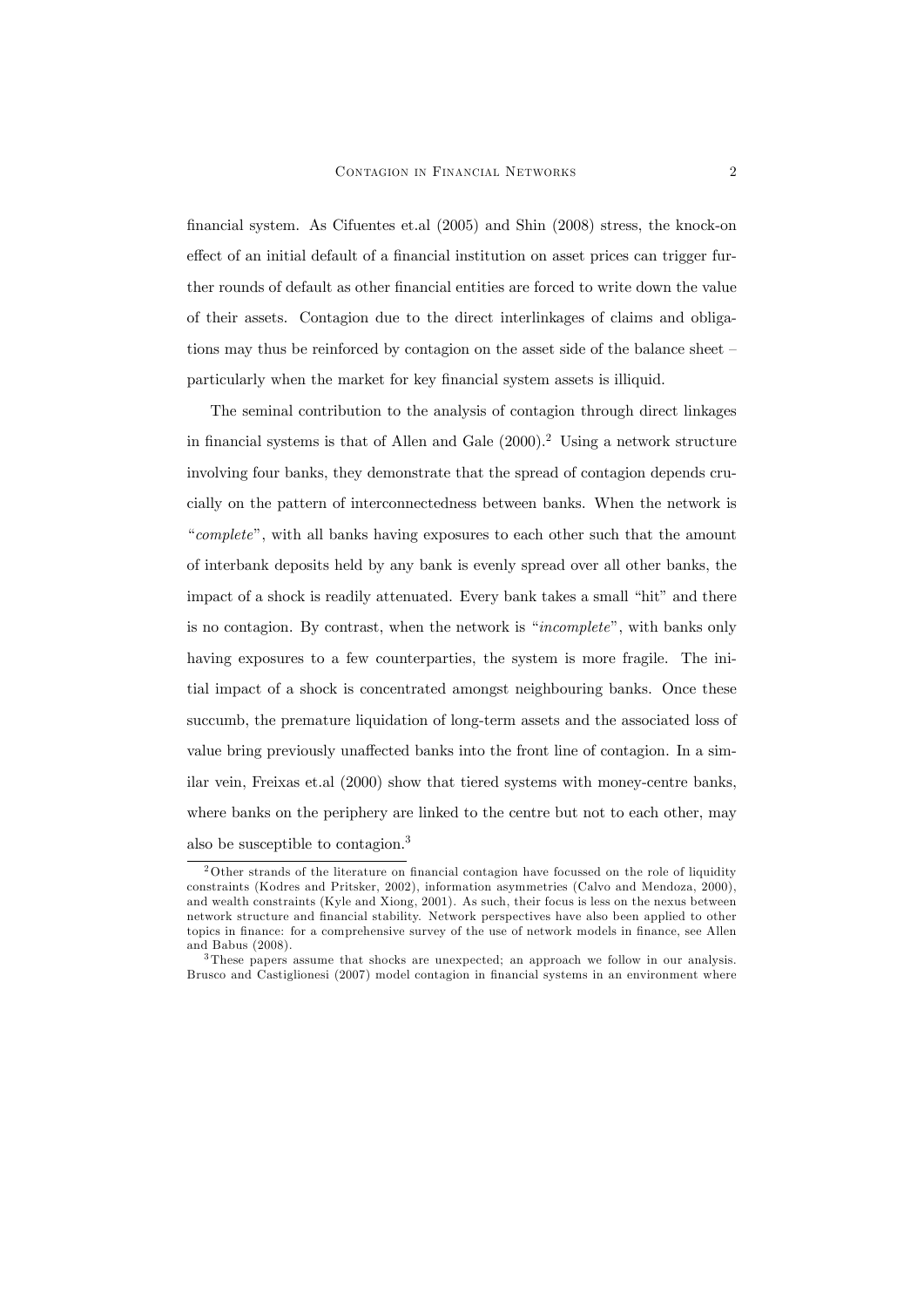financial system. As Cifuentes et.al (2005) and Shin (2008) stress, the knock-on effect of an initial default of a financial institution on asset prices can trigger further rounds of default as other financial entities are forced to write down the value of their assets. Contagion due to the direct interlinkages of claims and obligations may thus be reinforced by contagion on the asset side of the balance sheet – particularly when the market for key financial system assets is illiquid.

The seminal contribution to the analysis of contagion through direct linkages in financial systems is that of Allen and Gale (2000).[2] Using a network structure involving four banks, they demonstrate that the spread of contagion depends crucially on the pattern of interconnectedness between banks. When the network is "*complete*", with all banks having exposures to each other such that the amount of interbank deposits held by any bank is evenly spread over all other banks, the impact of a shock is readily attenuated. Every bank takes a small "hit" and there is no contagion. By contrast, when the network is "*incomplete*", with banks only having exposures to a few counterparties, the system is more fragile. The initial impact of a shock is concentrated amongst neighbouring banks. Once these succumb, the premature liquidation of long-term assets and the associated loss of value bring previously unaffected banks into the front line of contagion. In a similar vein, Freixas et.al (2000) show that tiered systems with money-centre banks, where banks on the periphery are linked to the centre but not to each other, may also be susceptible to contagion.[3]

[2] Other strands of the literature on financial contagion have focussed on the role of liquidity constraints (Kodres and Pritsker, 2002), information asymmetries (Calvo and Mendoza, 2000), and wealth constraints (Kyle and Xiong, 2001). As such, their focus is less on the nexus between network structure and financial stability. Network perspectives have also been applied to other topics in finance: for a comprehensive survey of the use of network models in finance, see Allen and Babus (2008).

[3] These papers assume that shocks are unexpected; an approach we follow in our analysis. Brusco and Castiglionesi (2007) model contagion in financial systems in an environment where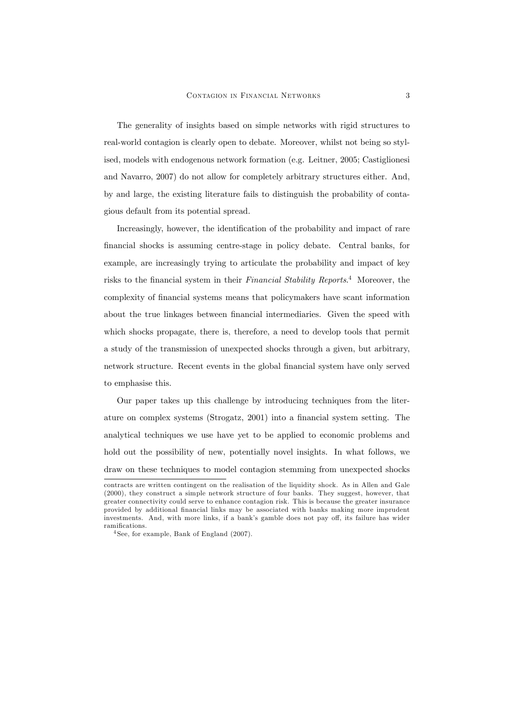The generality of insights based on simple networks with rigid structures to real-world contagion is clearly open to debate. Moreover, whilst not being so stylised, models with endogenous network formation (e.g. Leitner, 2005; Castiglionesi and Navarro, 2007) do not allow for completely arbitrary structures either. And, by and large, the existing literature fails to distinguish the probability of contagious default from its potential spread.

Increasingly, however, the identification of the probability and impact of rare financial shocks is assuming centre-stage in policy debate. Central banks, for example, are increasingly trying to articulate the probability and impact of key risks to the financial system in their *Financial Stability Reports*.[4] Moreover, the complexity of financial systems means that policymakers have scant information about the true linkages between financial intermediaries. Given the speed with which shocks propagate, there is, therefore, a need to develop tools that permit a study of the transmission of unexpected shocks through a given, but arbitrary, network structure. Recent events in the global financial system have only served to emphasise this.

Our paper takes up this challenge by introducing techniques from the literature on complex systems (Strogatz, 2001) into a financial system setting. The analytical techniques we use have yet to be applied to economic problems and hold out the possibility of new, potentially novel insights. In what follows, we draw on these techniques to model contagion stemming from unexpected shocks

---

contracts are written contingent on the realisation of the liquidity shock. As in Allen and Gale (2000), they construct a simple network structure of four banks. They suggest, however, that greater connectivity could serve to enhance contagion risk. This is because the greater insurance provided by additional financial links may be associated with banks making more imprudent investments. And, with more links, if a bank's gamble does not pay off, its failure has wider ramifications.

[4] See, for example, Bank of England (2007).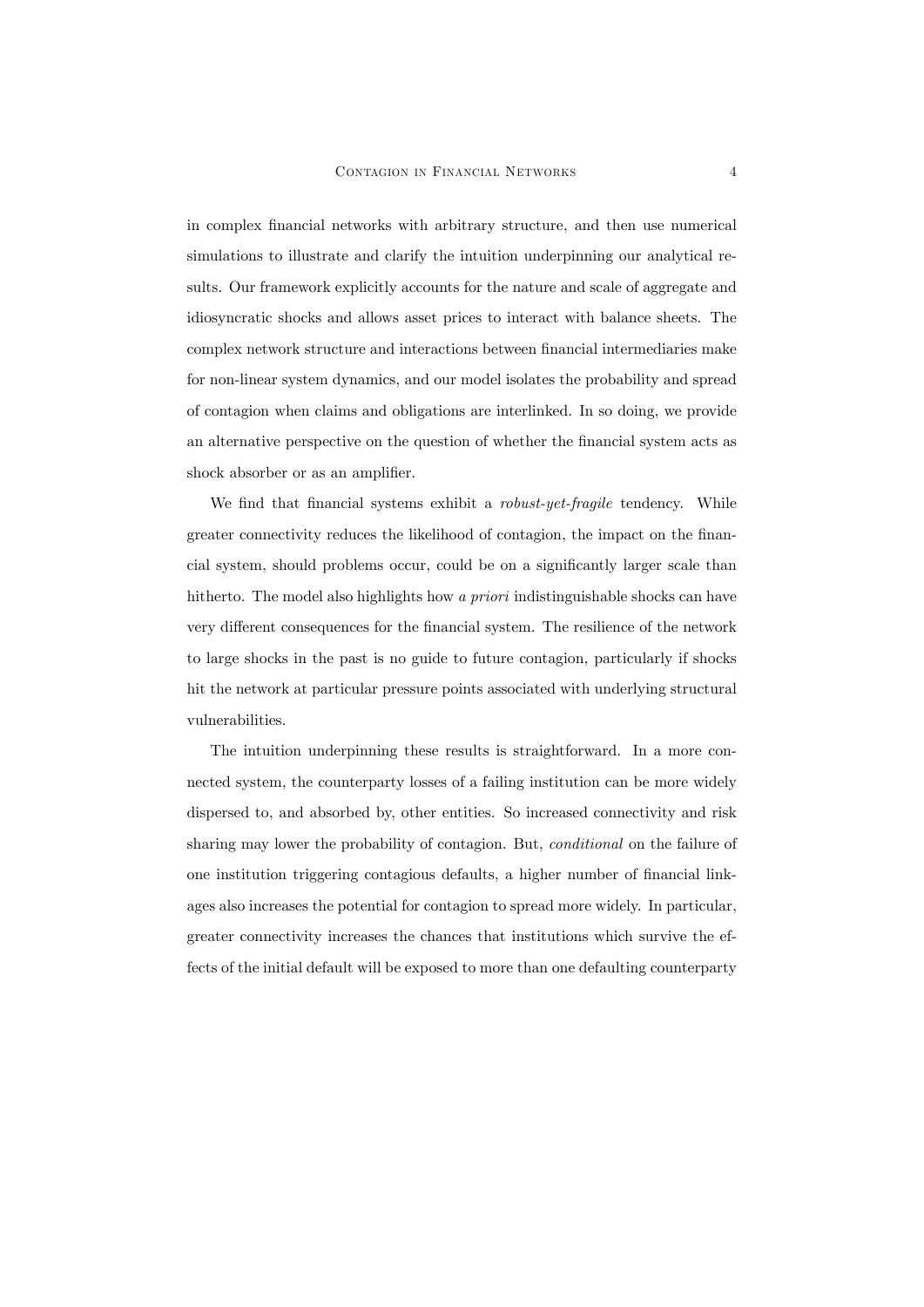in complex financial networks with arbitrary structure, and then use numerical simulations to illustrate and clarify the intuition underpinning our analytical results. Our framework explicitly accounts for the nature and scale of aggregate and idiosyncratic shocks and allows asset prices to interact with balance sheets. The complex network structure and interactions between financial intermediaries make for non-linear system dynamics, and our model isolates the probability and spread of contagion when claims and obligations are interlinked. In so doing, we provide an alternative perspective on the question of whether the financial system acts as shock absorber or as an amplifier.

We find that financial systems exhibit a *robust-yet-fragile* tendency. While greater connectivity reduces the likelihood of contagion, the impact on the financial system, should problems occur, could be on a significantly larger scale than hitherto. The model also highlights how *a priori* indistinguishable shocks can have very different consequences for the financial system. The resilience of the network to large shocks in the past is no guide to future contagion, particularly if shocks hit the network at particular pressure points associated with underlying structural vulnerabilities.

The intuition underpinning these results is straightforward. In a more connected system, the counterparty losses of a failing institution can be more widely dispersed to, and absorbed by, other entities. So increased connectivity and risk sharing may lower the probability of contagion. But, *conditional* on the failure of one institution triggering contagious defaults, a higher number of financial linkages also increases the potential for contagion to spread more widely. In particular, greater connectivity increases the chances that institutions which survive the effects of the initial default will be exposed to more than one defaulting counterparty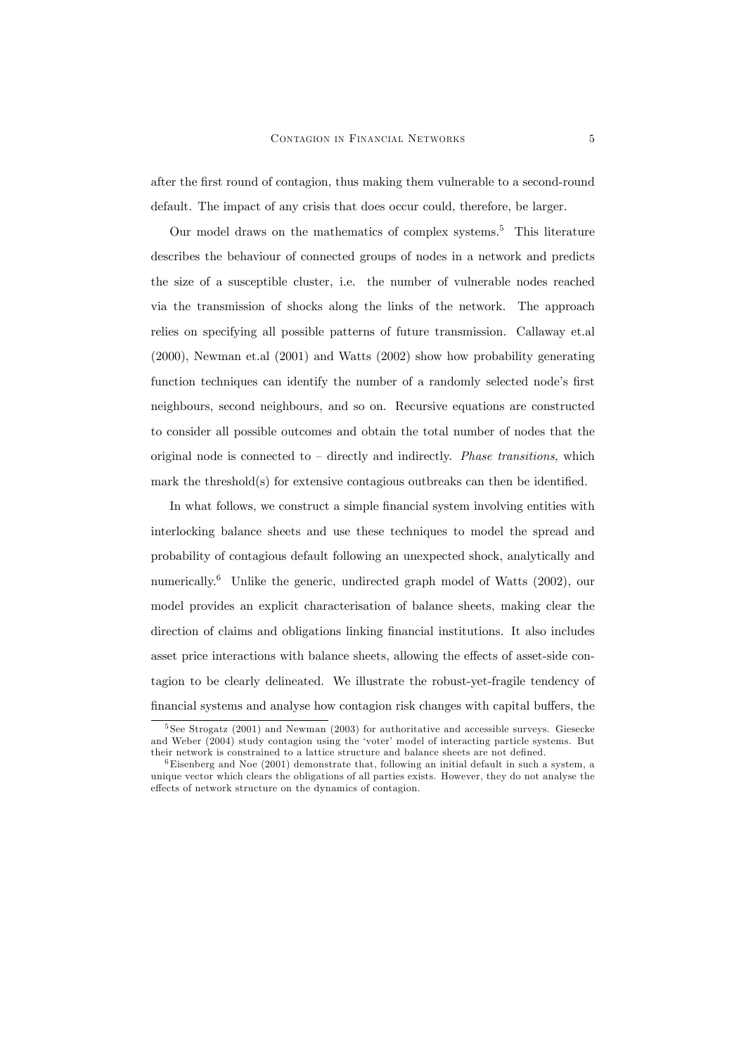after the first round of contagion, thus making them vulnerable to a second-round default. The impact of any crisis that does occur could, therefore, be larger.

Our model draws on the mathematics of complex systems.[5] This literature describes the behaviour of connected groups of nodes in a network and predicts the size of a susceptible cluster, i.e. the number of vulnerable nodes reached via the transmission of shocks along the links of the network. The approach relies on specifying all possible patterns of future transmission. Callaway et.al (2000), Newman et.al (2001) and Watts (2002) show how probability generating function techniques can identify the number of a randomly selected node's first neighbours, second neighbours, and so on. Recursive equations are constructed to consider all possible outcomes and obtain the total number of nodes that the original node is connected to – directly and indirectly. *Phase transitions*, which mark the threshold(s) for extensive contagious outbreaks can then be identified.

In what follows, we construct a simple financial system involving entities with interlocking balance sheets and use these techniques to model the spread and probability of contagious default following an unexpected shock, analytically and numerically.[6] Unlike the generic, undirected graph model of Watts (2002), our model provides an explicit characterisation of balance sheets, making clear the direction of claims and obligations linking financial institutions. It also includes asset price interactions with balance sheets, allowing the effects of asset-side contagion to be clearly delineated. We illustrate the robust-yet-fragile tendency of financial systems and analyse how contagion risk changes with capital buffers, the

[5] See Strogatz (2001) and Newman (2003) for authoritative and accessible surveys. Giesecke and Weber (2004) study contagion using the 'voter' model of interacting particle systems. But their network is constrained to a lattice structure and balance sheets are not defined.

[6] Eisenberg and Noe (2001) demonstrate that, following an initial default in such a system, a unique vector which clears the obligations of all parties exists. However, they do not analyse the effects of network structure on the dynamics of contagion.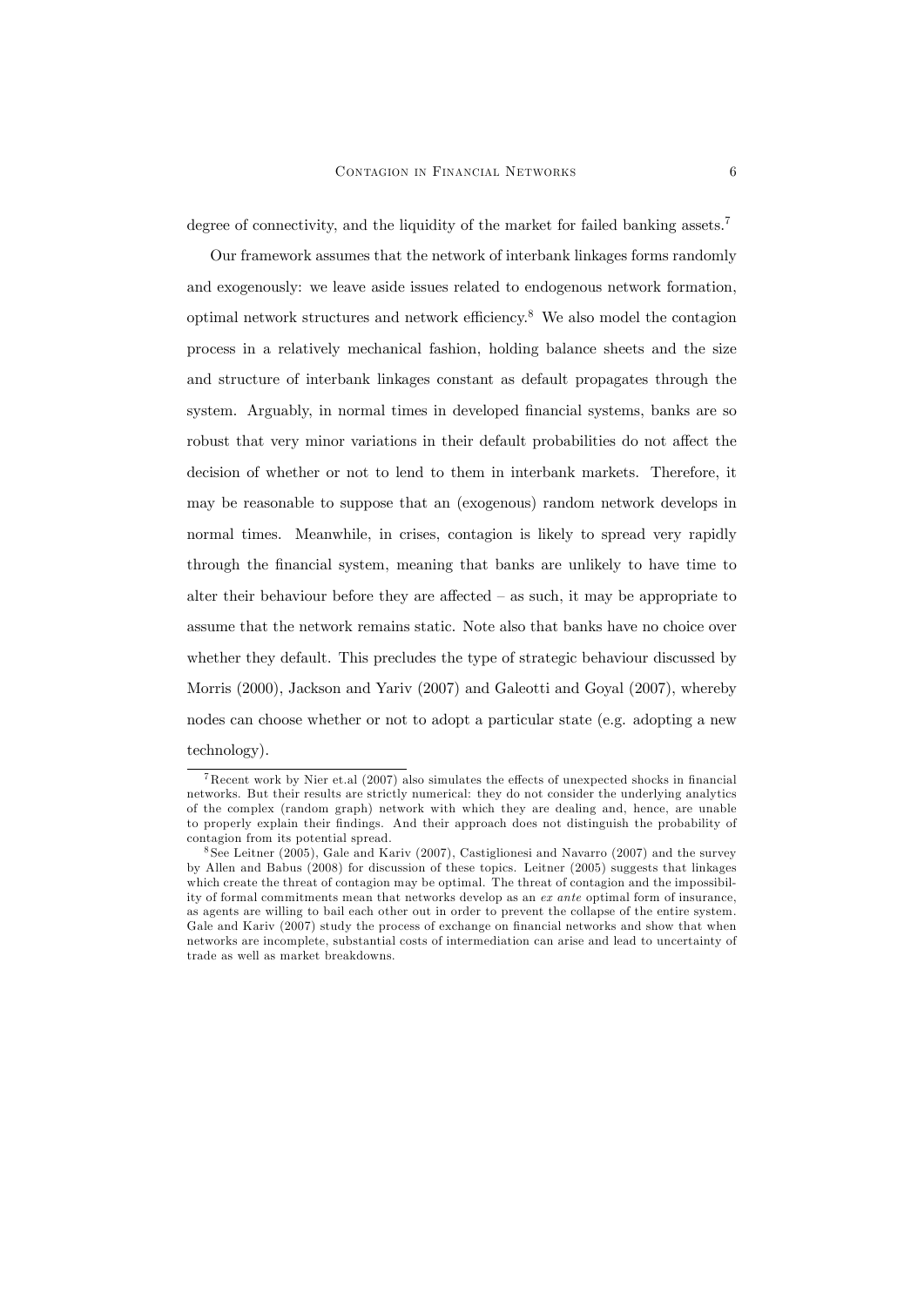degree of connectivity, and the liquidity of the market for failed banking assets.[7]

Our framework assumes that the network of interbank linkages forms randomly and exogenously: we leave aside issues related to endogenous network formation, optimal network structures and network efficiency.[8] We also model the contagion process in a relatively mechanical fashion, holding balance sheets and the size and structure of interbank linkages constant as default propagates through the system. Arguably, in normal times in developed financial systems, banks are so robust that very minor variations in their default probabilities do not affect the decision of whether or not to lend to them in interbank markets. Therefore, it may be reasonable to suppose that an (exogenous) random network develops in normal times. Meanwhile, in crises, contagion is likely to spread very rapidly through the financial system, meaning that banks are unlikely to have time to alter their behaviour before they are affected – as such, it may be appropriate to assume that the network remains static. Note also that banks have no choice over whether they default. This precludes the type of strategic behaviour discussed by Morris (2000), Jackson and Yariv (2007) and Galeotti and Goyal (2007), whereby nodes can choose whether or not to adopt a particular state (e.g. adopting a new technology).

---

[7] Recent work by Nier et.al (2007) also simulates the effects of unexpected shocks in financial networks. But their results are strictly numerical: they do not consider the underlying analytics of the complex (random graph) network with which they are dealing and, hence, are unable to properly explain their findings. And their approach does not distinguish the probability of contagion from its potential spread.

[8] See Leitner (2005), Gale and Kariv (2007), Castiglionesi and Navarro (2007) and the survey by Allen and Babus (2008) for discussion of these topics. Leitner (2005) suggests that linkages which create the threat of contagion may be optimal. The threat of contagion and the impossibility of formal commitments mean that networks develop as an *ex ante* optimal form of insurance, as agents are willing to bail each other out in order to prevent the collapse of the entire system. Gale and Kariv (2007) study the process of exchange on financial networks and show that when networks are incomplete, substantial costs of intermediation can arise and lead to uncertainty of trade as well as market breakdowns.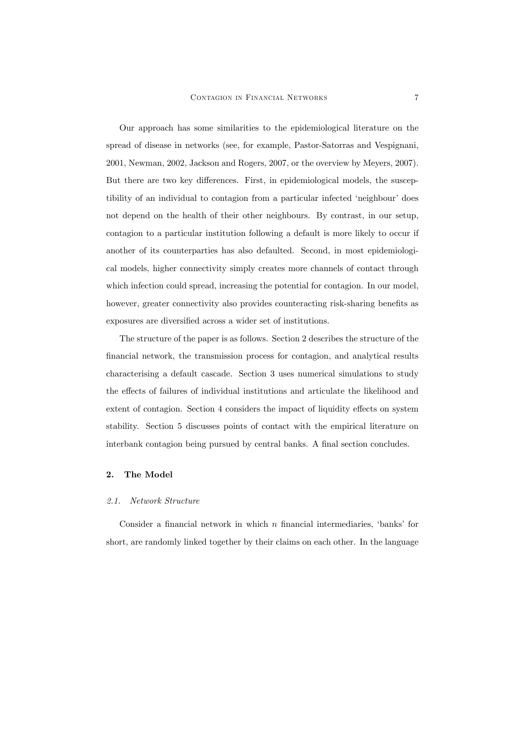Our approach has some similarities to the epidemiological literature on the spread of disease in networks (see, for example, Pastor-Satorras and Vespignani, 2001, Newman, 2002, Jackson and Rogers, 2007, or the overview by Meyers, 2007). But there are two key differences. First, in epidemiological models, the susceptibility of an individual to contagion from a particular infected 'neighbour' does not depend on the health of their other neighbours. By contrast, in our setup, contagion to a particular institution following a default is more likely to occur if another of its counterparties has also defaulted. Second, in most epidemiological models, higher connectivity simply creates more channels of contact through which infection could spread, increasing the potential for contagion. In our model, however, greater connectivity also provides counteracting risk-sharing benefits as exposures are diversified across a wider set of institutions.

The structure of the paper is as follows. Section 2 describes the structure of the financial network, the transmission process for contagion, and analytical results characterising a default cascade. Section 3 uses numerical simulations to study the effects of failures of individual institutions and articulate the likelihood and extent of contagion. Section 4 considers the impact of liquidity effects on system stability. Section 5 discusses points of contact with the empirical literature on interbank contagion being pursued by central banks. A final section concludes.

## 2. The Model

### 2.1. *Network Structure*

Consider a financial network in which $n$ financial intermediaries, 'banks' for short, are randomly linked together by their claims on each other. In the language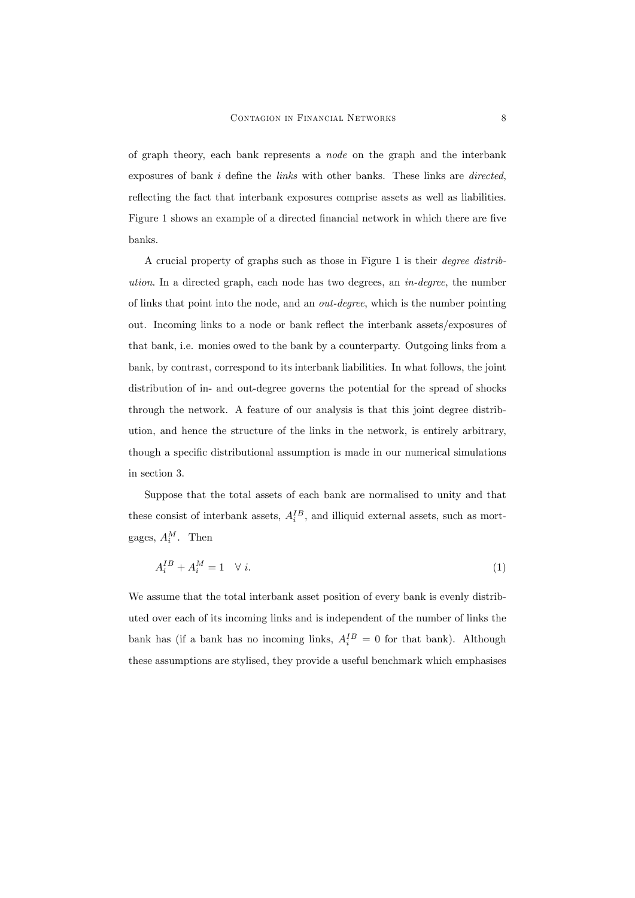of graph theory, each bank represents a *node* on the graph and the interbank exposures of bank $i$ define the *links* with other banks. These links are *directed*, reflecting the fact that interbank exposures comprise assets as well as liabilities. Figure 1 shows an example of a directed financial network in which there are five banks.

A crucial property of graphs such as those in Figure 1 is their *degree distribution*. In a directed graph, each node has two degrees, an *in-degree*, the number of links that point into the node, and an *out-degree*, which is the number pointing out. Incoming links to a node or bank reflect the interbank assets/exposures of that bank, i.e. monies owed to the bank by a counterparty. Outgoing links from a bank, by contrast, correspond to its interbank liabilities. In what follows, the joint distribution of in- and out-degree governs the potential for the spread of shocks through the network. A feature of our analysis is that this joint degree distribution, and hence the structure of the links in the network, is entirely arbitrary, though a specific distributional assumption is made in our numerical simulations in section 3.

Suppose that the total assets of each bank are normalised to unity and that these consist of interbank assets, $A_i^{IB}$, and illiquid external assets, such as mortgages, $A_i^M$. Then

$$A_i^{IB} + A_i^M = 1 \quad \forall\ i. \tag{1}$$

We assume that the total interbank asset position of every bank is evenly distributed over each of its incoming links and is independent of the number of links the bank has (if a bank has no incoming links, $A_i^{IB} = 0$ for that bank). Although these assumptions are stylised, they provide a useful benchmark which emphasises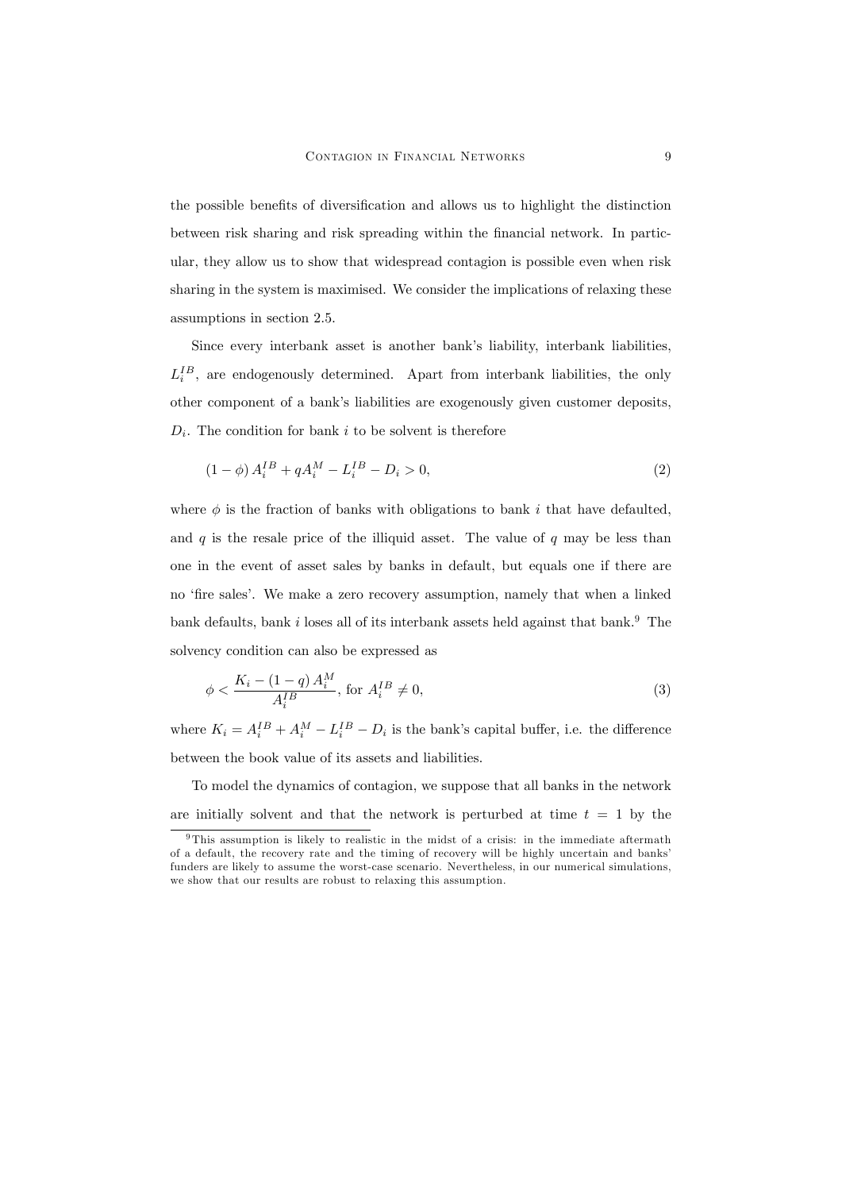the possible benefits of diversification and allows us to highlight the distinction between risk sharing and risk spreading within the financial network. In particular, they allow us to show that widespread contagion is possible even when risk sharing in the system is maximised. We consider the implications of relaxing these assumptions in section 2.5.

Since every interbank asset is another bank's liability, interbank liabilities, $L_i^{IB}$, are endogenously determined. Apart from interbank liabilities, the only other component of a bank's liabilities are exogenously given customer deposits, $D_i$. The condition for bank $i$ to be solvent is therefore

$$(1-\phi)\,A_i^{IB} + qA_i^M - L_i^{IB} - D_i > 0, \tag{2}$$

where $\phi$ is the fraction of banks with obligations to bank $i$ that have defaulted, and $q$ is the resale price of the illiquid asset. The value of $q$ may be less than one in the event of asset sales by banks in default, but equals one if there are no 'fire sales'. We make a zero recovery assumption, namely that when a linked bank defaults, bank $i$ loses all of its interbank assets held against that bank.[9] The solvency condition can also be expressed as

$$\phi < \frac{K_i - (1-q)\,A_i^M}{A_i^{IB}}, \text{ for } A_i^{IB} \neq 0, \tag{3}$$

where $K_i = A_i^{IB} + A_i^M - L_i^{IB} - D_i$ is the bank's capital buffer, i.e. the difference between the book value of its assets and liabilities.

To model the dynamics of contagion, we suppose that all banks in the network are initially solvent and that the network is perturbed at time $t = 1$ by the

[9] This assumption is likely to realistic in the midst of a crisis: in the immediate aftermath of a default, the recovery rate and the timing of recovery will be highly uncertain and banks' funders are likely to assume the worst-case scenario. Nevertheless, in our numerical simulations, we show that our results are robust to relaxing this assumption.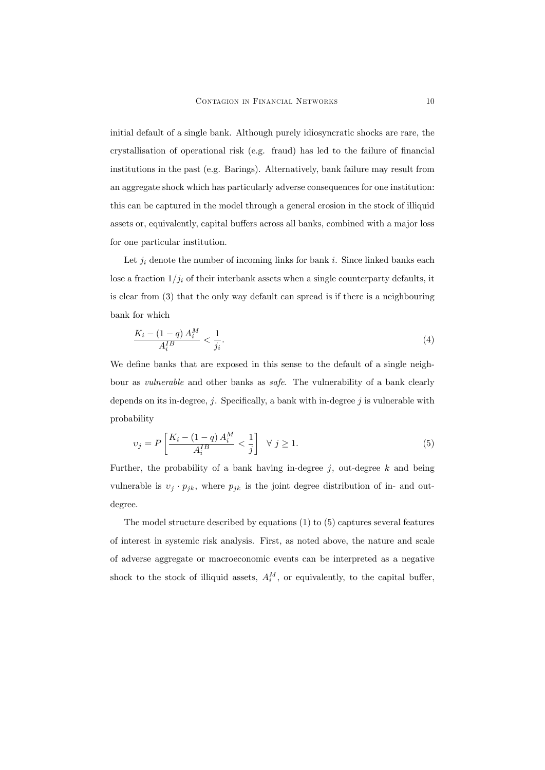initial default of a single bank. Although purely idiosyncratic shocks are rare, the crystallisation of operational risk (e.g. fraud) has led to the failure of financial institutions in the past (e.g. Barings). Alternatively, bank failure may result from an aggregate shock which has particularly adverse consequences for one institution: this can be captured in the model through a general erosion in the stock of illiquid assets or, equivalently, capital buffers across all banks, combined with a major loss for one particular institution.

Let $j_i$ denote the number of incoming links for bank $i$. Since linked banks each lose a fraction $1/j_i$ of their interbank assets when a single counterparty defaults, it is clear from (3) that the only way default can spread is if there is a neighbouring bank for which

$$\frac{K_i - (1-q)\,A_i^M}{A_i^{IB}} < \frac{1}{j_i}. \tag{4}$$

We define banks that are exposed in this sense to the default of a single neighbour as *vulnerable* and other banks as *safe*. The vulnerability of a bank clearly depends on its in-degree, $j$. Specifically, a bank with in-degree $j$ is vulnerable with probability

$$\upsilon_j = P\left[\frac{K_i - (1-q)\,A_i^M}{A_i^{IB}} < \frac{1}{j}\right] \quad \forall\ j \geq 1. \tag{5}$$

Further, the probability of a bank having in-degree $j$, out-degree $k$ and being vulnerable is $\upsilon_j \cdot p_{jk}$, where $p_{jk}$ is the joint degree distribution of in- and out-degree.

The model structure described by equations (1) to (5) captures several features of interest in systemic risk analysis. First, as noted above, the nature and scale of adverse aggregate or macroeconomic events can be interpreted as a negative shock to the stock of illiquid assets, $A_i^M$, or equivalently, to the capital buffer,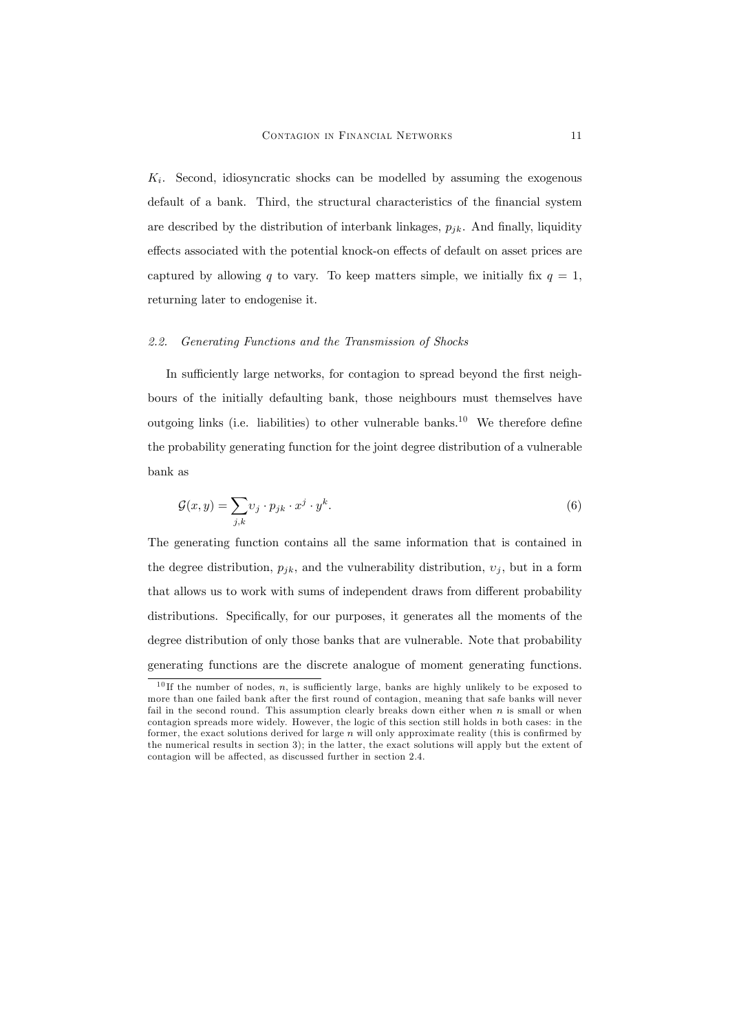$K_i$. Second, idiosyncratic shocks can be modelled by assuming the exogenous default of a bank. Third, the structural characteristics of the financial system are described by the distribution of interbank linkages, $p_{jk}$. And finally, liquidity effects associated with the potential knock-on effects of default on asset prices are captured by allowing $q$ to vary. To keep matters simple, we initially fix $q = 1$, returning later to endogenise it.

### *2.2. Generating Functions and the Transmission of Shocks*

In sufficiently large networks, for contagion to spread beyond the first neighbours of the initially defaulting bank, those neighbours must themselves have outgoing links (i.e. liabilities) to other vulnerable banks.[10] We therefore define the probability generating function for the joint degree distribution of a vulnerable bank as

$$\mathcal{G}(x, y) = \sum_{j,k} \upsilon_j \cdot p_{jk} \cdot x^j \cdot y^k. \tag{6}$$

The generating function contains all the same information that is contained in the degree distribution, $p_{jk}$, and the vulnerability distribution, $\upsilon_j$, but in a form that allows us to work with sums of independent draws from different probability distributions. Specifically, for our purposes, it generates all the moments of the degree distribution of only those banks that are vulnerable. Note that probability generating functions are the discrete analogue of moment generating functions.

[10] If the number of nodes, $n$, is sufficiently large, banks are highly unlikely to be exposed to more than one failed bank after the first round of contagion, meaning that safe banks will never fail in the second round. This assumption clearly breaks down either when $n$ is small or when contagion spreads more widely. However, the logic of this section still holds in both cases: in the former, the exact solutions derived for large $n$ will only approximate reality (this is confirmed by the numerical results in section 3); in the latter, the exact solutions will apply but the extent of contagion will be affected, as discussed further in section 2.4.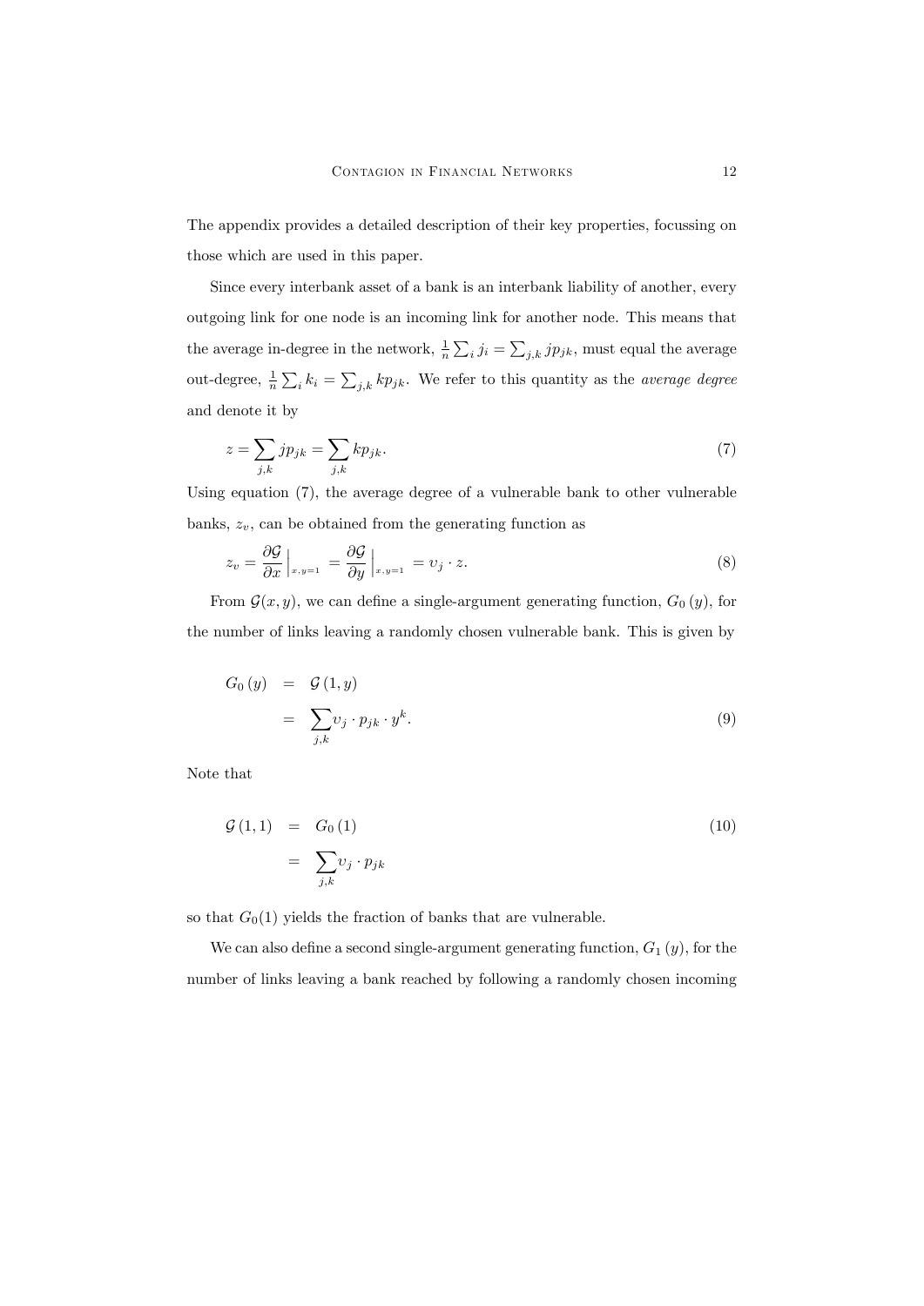The appendix provides a detailed description of their key properties, focussing on those which are used in this paper.

Since every interbank asset of a bank is an interbank liability of another, every outgoing link for one node is an incoming link for another node. This means that the average in-degree in the network, $\frac{1}{n}\sum_i j_i = \sum_{j,k} jp_{jk}$, must equal the average out-degree, $\frac{1}{n}\sum_i k_i = \sum_{j,k} kp_{jk}$. We refer to this quantity as the *average degree* and denote it by

$$z = \sum_{j,k} jp_{jk} = \sum_{j,k} kp_{jk}. \tag{7}$$

Using equation (7), the average degree of a vulnerable bank to other vulnerable banks, $z_v$, can be obtained from the generating function as

$$z_v = \frac{\partial \mathcal{G}}{\partial x}\Big|_{x,y=1} = \frac{\partial \mathcal{G}}{\partial y}\Big|_{x,y=1} = \upsilon_j \cdot z. \tag{8}$$

From $\mathcal{G}(x, y)$, we can define a single-argument generating function, $G_0(y)$, for the number of links leaving a randomly chosen vulnerable bank. This is given by

$$\begin{aligned} G_0(y) &= \mathcal{G}(1, y) \\ &= \sum_{j,k} \upsilon_j \cdot p_{jk} \cdot y^k. \end{aligned} \tag{9}$$

Note that

$$\begin{aligned} \mathcal{G}(1, 1) &= G_0(1) \\ &= \sum_{j,k} \upsilon_j \cdot p_{jk} \end{aligned} \tag{10}$$

so that $G_0(1)$ yields the fraction of banks that are vulnerable.

We can also define a second single-argument generating function, $G_1(y)$, for the number of links leaving a bank reached by following a randomly chosen incoming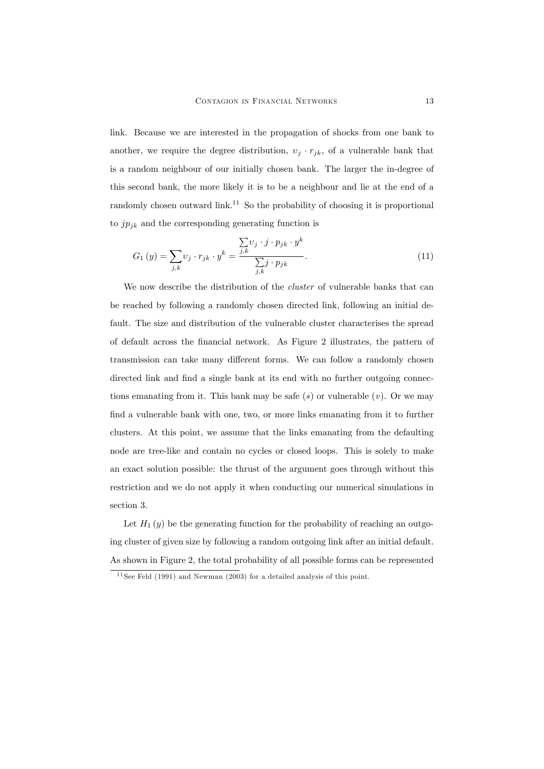link. Because we are interested in the propagation of shocks from one bank to another, we require the degree distribution, $\upsilon_j \cdot r_{jk}$, of a vulnerable bank that is a random neighbour of our initially chosen bank. The larger the in-degree of this second bank, the more likely it is to be a neighbour and lie at the end of a randomly chosen outward link.[11] So the probability of choosing it is proportional to $jp_{jk}$ and the corresponding generating function is

$$G_1(y) = \sum_{j,k} \upsilon_j \cdot r_{jk} \cdot y^k = \frac{\sum_{j,k} \upsilon_j \cdot j \cdot p_{jk} \cdot y^k}{\sum_{j,k} j \cdot p_{jk}}. \tag{11}$$

We now describe the distribution of the *cluster* of vulnerable banks that can be reached by following a randomly chosen directed link, following an initial default. The size and distribution of the vulnerable cluster characterises the spread of default across the financial network. As Figure 2 illustrates, the pattern of transmission can take many different forms. We can follow a randomly chosen directed link and find a single bank at its end with no further outgoing connections emanating from it. This bank may be safe ($s$) or vulnerable ($v$). Or we may find a vulnerable bank with one, two, or more links emanating from it to further clusters. At this point, we assume that the links emanating from the defaulting node are tree-like and contain no cycles or closed loops. This is solely to make an exact solution possible: the thrust of the argument goes through without this restriction and we do not apply it when conducting our numerical simulations in section 3.

Let $H_1(y)$ be the generating function for the probability of reaching an outgoing cluster of given size by following a random outgoing link after an initial default. As shown in Figure 2, the total probability of all possible forms can be represented

[11] See Feld (1991) and Newman (2003) for a detailed analysis of this point.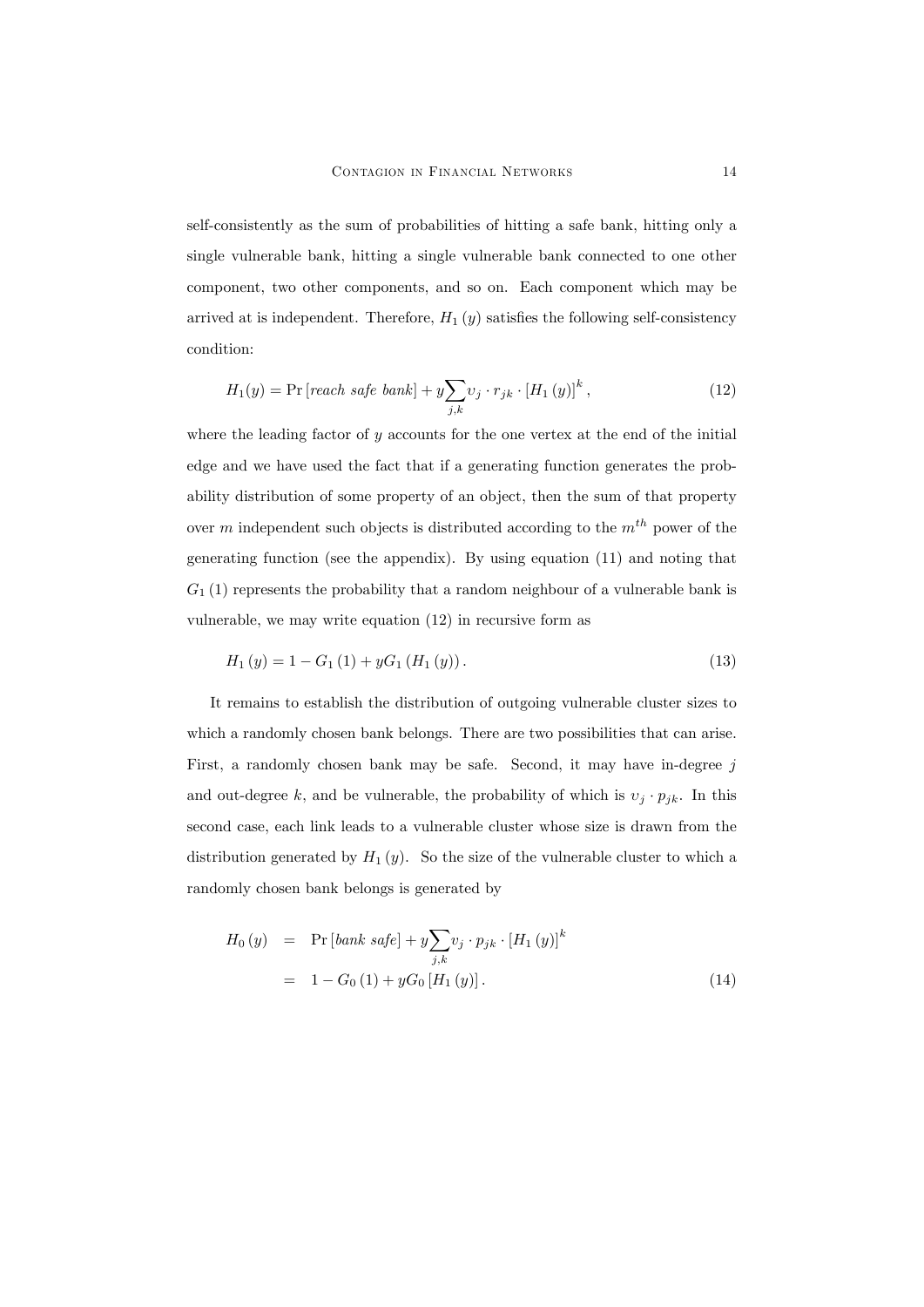self-consistently as the sum of probabilities of hitting a safe bank, hitting only a single vulnerable bank, hitting a single vulnerable bank connected to one other component, two other components, and so on. Each component which may be arrived at is independent. Therefore, $H_1(y)$ satisfies the following self-consistency condition:

$$H_1(y) = \Pr[\textit{reach safe bank}] + y \sum_{j,k} v_j \cdot r_{jk} \cdot [H_1(y)]^k, \tag{12}$$

where the leading factor of $y$ accounts for the one vertex at the end of the initial edge and we have used the fact that if a generating function generates the probability distribution of some property of an object, then the sum of that property over $m$ independent such objects is distributed according to the $m^{th}$ power of the generating function (see the appendix). By using equation (11) and noting that $G_1(1)$ represents the probability that a random neighbour of a vulnerable bank is vulnerable, we may write equation (12) in recursive form as

$$H_1(y) = 1 - G_1(1) + yG_1(H_1(y)). \tag{13}$$

It remains to establish the distribution of outgoing vulnerable cluster sizes to which a randomly chosen bank belongs. There are two possibilities that can arise. First, a randomly chosen bank may be safe. Second, it may have in-degree $j$ and out-degree $k$, and be vulnerable, the probability of which is $v_j \cdot p_{jk}$. In this second case, each link leads to a vulnerable cluster whose size is drawn from the distribution generated by $H_1(y)$. So the size of the vulnerable cluster to which a randomly chosen bank belongs is generated by

$$\begin{aligned} H_0(y) &= \Pr[\textit{bank safe}] + y \sum_{j,k} v_j \cdot p_{jk} \cdot [H_1(y)]^k \\ &= 1 - G_0(1) + yG_0[H_1(y)]. \end{aligned} \tag{14}$$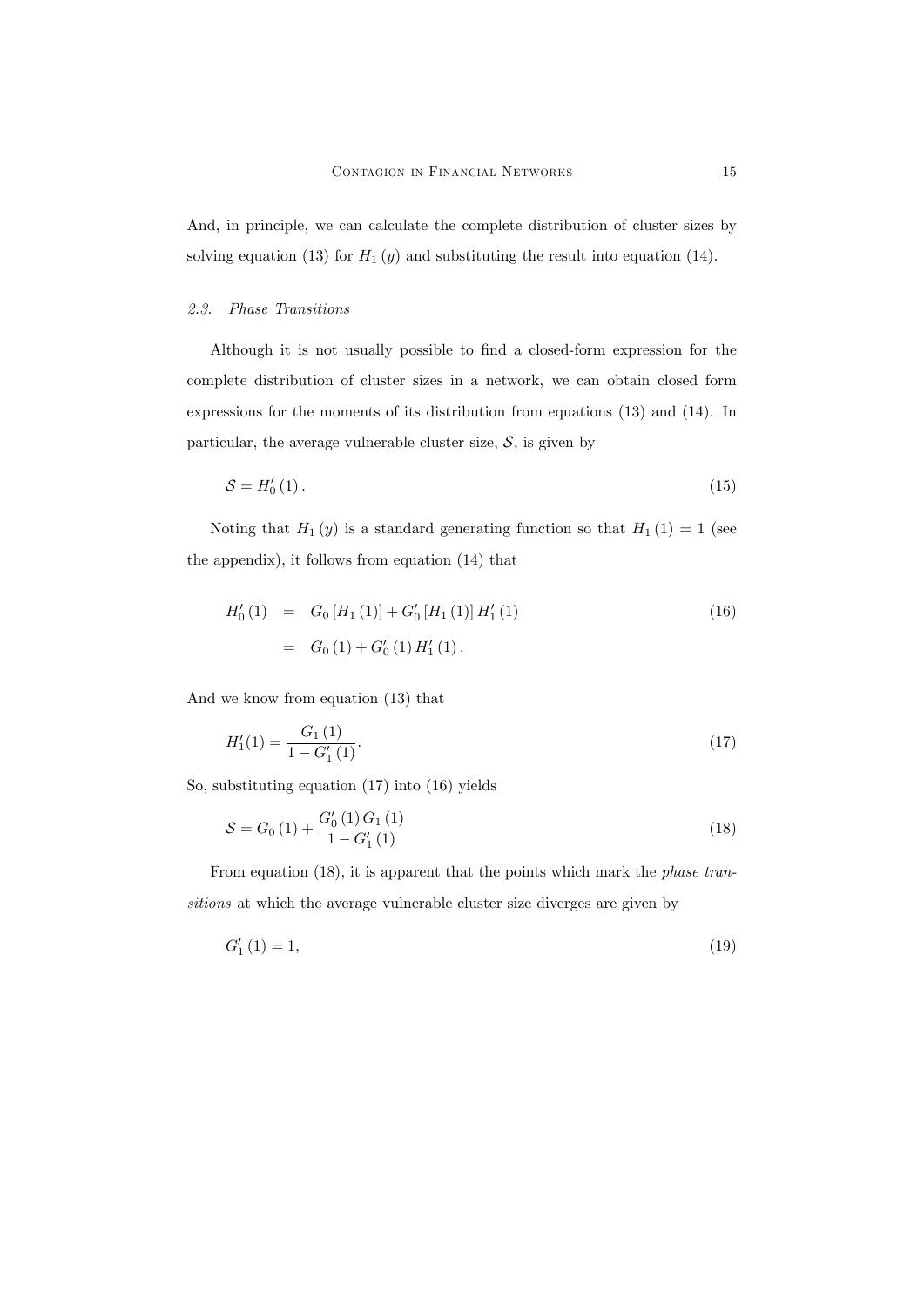And, in principle, we can calculate the complete distribution of cluster sizes by solving equation (13) for $H_1(y)$ and substituting the result into equation (14).

### 2.3. *Phase Transitions*

Although it is not usually possible to find a closed-form expression for the complete distribution of cluster sizes in a network, we can obtain closed form expressions for the moments of its distribution from equations (13) and (14). In particular, the average vulnerable cluster size, $\mathcal{S}$, is given by

$$\mathcal{S} = H_0'(1). \tag{15}$$

Noting that $H_1(y)$ is a standard generating function so that $H_1(1) = 1$ (see the appendix), it follows from equation (14) that

$$\begin{aligned} H_0'(1) &= G_0[H_1(1)] + G_0'[H_1(1)] H_1'(1) \\ &= G_0(1) + G_0'(1) H_1'(1). \end{aligned} \tag{16}$$

And we know from equation (13) that

$$H_1'(1) = \frac{G_1(1)}{1 - G_1'(1)}. \tag{17}$$

So, substituting equation (17) into (16) yields

$$\mathcal{S} = G_0(1) + \frac{G_0'(1) G_1(1)}{1 - G_1'(1)} \tag{18}$$

From equation (18), it is apparent that the points which mark the *phase transitions* at which the average vulnerable cluster size diverges are given by

$$G_1'(1) = 1, \tag{19}$$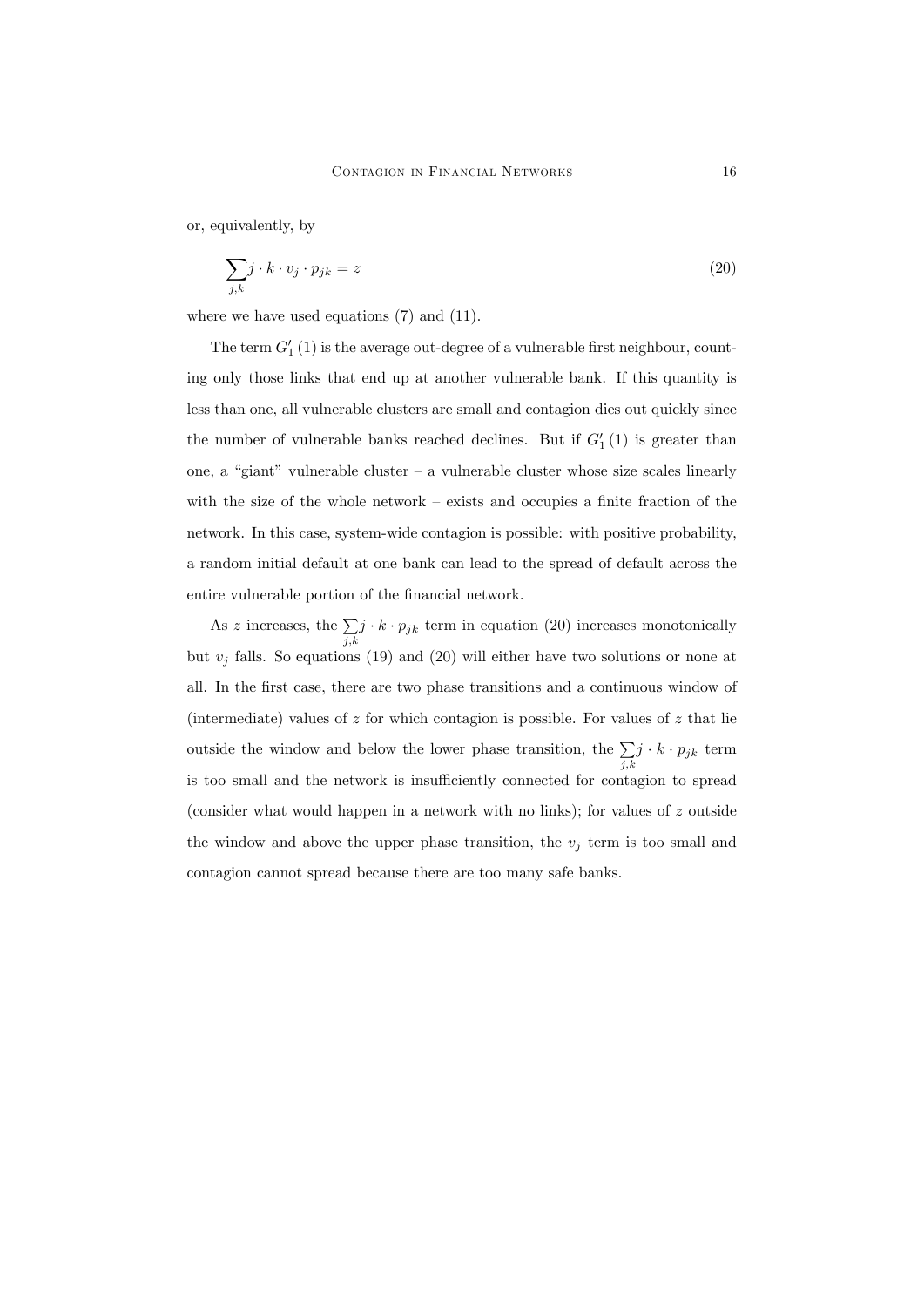or, equivalently, by

$$\sum_{j,k} j \cdot k \cdot v_j \cdot p_{jk} = z \tag{20}$$

where we have used equations (7) and (11).

The term $G_1'(1)$ is the average out-degree of a vulnerable first neighbour, counting only those links that end up at another vulnerable bank. If this quantity is less than one, all vulnerable clusters are small and contagion dies out quickly since the number of vulnerable banks reached declines. But if $G_1'(1)$ is greater than one, a "giant" vulnerable cluster – a vulnerable cluster whose size scales linearly with the size of the whole network – exists and occupies a finite fraction of the network. In this case, system-wide contagion is possible: with positive probability, a random initial default at one bank can lead to the spread of default across the entire vulnerable portion of the financial network.

As $z$ increases, the $\sum_{j,k} j \cdot k \cdot p_{jk}$ term in equation (20) increases monotonically but $v_j$ falls. So equations (19) and (20) will either have two solutions or none at all. In the first case, there are two phase transitions and a continuous window of (intermediate) values of $z$ for which contagion is possible. For values of $z$ that lie outside the window and below the lower phase transition, the $\sum_{j,k} j \cdot k \cdot p_{jk}$ term is too small and the network is insufficiently connected for contagion to spread (consider what would happen in a network with no links); for values of $z$ outside the window and above the upper phase transition, the $v_j$ term is too small and contagion cannot spread because there are too many safe banks.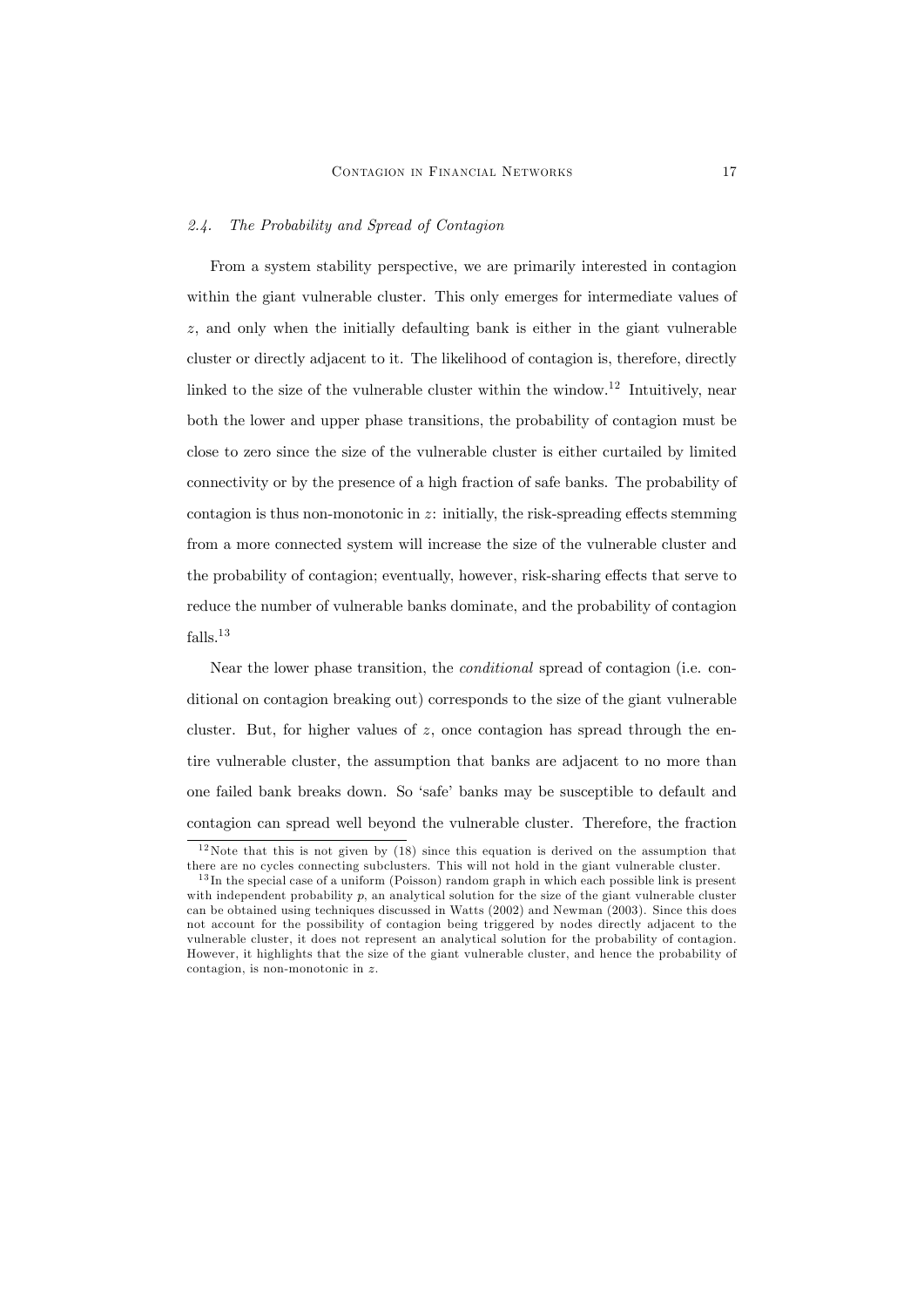### 2.4. *The Probability and Spread of Contagion*

From a system stability perspective, we are primarily interested in contagion within the giant vulnerable cluster. This only emerges for intermediate values of $z$, and only when the initially defaulting bank is either in the giant vulnerable cluster or directly adjacent to it. The likelihood of contagion is, therefore, directly linked to the size of the vulnerable cluster within the window.[12] Intuitively, near both the lower and upper phase transitions, the probability of contagion must be close to zero since the size of the vulnerable cluster is either curtailed by limited connectivity or by the presence of a high fraction of safe banks. The probability of contagion is thus non-monotonic in $z$: initially, the risk-spreading effects stemming from a more connected system will increase the size of the vulnerable cluster and the probability of contagion; eventually, however, risk-sharing effects that serve to reduce the number of vulnerable banks dominate, and the probability of contagion falls.[13]

Near the lower phase transition, the *conditional* spread of contagion (i.e. conditional on contagion breaking out) corresponds to the size of the giant vulnerable cluster. But, for higher values of $z$, once contagion has spread through the entire vulnerable cluster, the assumption that banks are adjacent to no more than one failed bank breaks down. So 'safe' banks may be susceptible to default and contagion can spread well beyond the vulnerable cluster. Therefore, the fraction

[12] Note that this is not given by (18) since this equation is derived on the assumption that there are no cycles connecting subclusters. This will not hold in the giant vulnerable cluster.

[13] In the special case of a uniform (Poisson) random graph in which each possible link is present with independent probability $p$, an analytical solution for the size of the giant vulnerable cluster can be obtained using techniques discussed in Watts (2002) and Newman (2003). Since this does not account for the possibility of contagion being triggered by nodes directly adjacent to the vulnerable cluster, it does not represent an analytical solution for the probability of contagion. However, it highlights that the size of the giant vulnerable cluster, and hence the probability of contagion, is non-monotonic in $z$.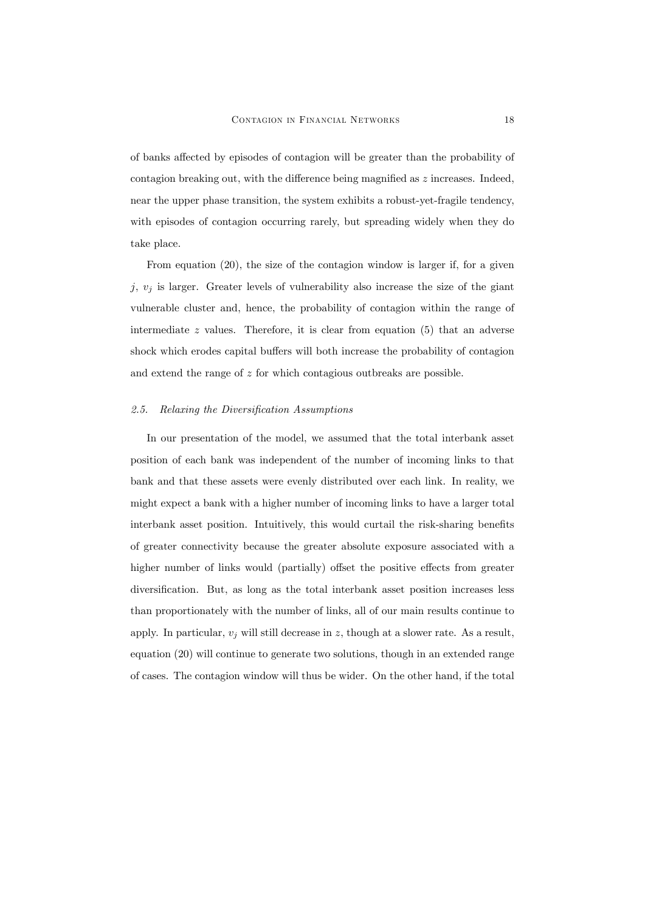of banks affected by episodes of contagion will be greater than the probability of contagion breaking out, with the difference being magnified as $z$ increases. Indeed, near the upper phase transition, the system exhibits a robust-yet-fragile tendency, with episodes of contagion occurring rarely, but spreading widely when they do take place.

From equation (20), the size of the contagion window is larger if, for a given $j$, $v_j$ is larger. Greater levels of vulnerability also increase the size of the giant vulnerable cluster and, hence, the probability of contagion within the range of intermediate $z$ values. Therefore, it is clear from equation (5) that an adverse shock which erodes capital buffers will both increase the probability of contagion and extend the range of $z$ for which contagious outbreaks are possible.

### *2.5. Relaxing the Diversification Assumptions*

In our presentation of the model, we assumed that the total interbank asset position of each bank was independent of the number of incoming links to that bank and that these assets were evenly distributed over each link. In reality, we might expect a bank with a higher number of incoming links to have a larger total interbank asset position. Intuitively, this would curtail the risk-sharing benefits of greater connectivity because the greater absolute exposure associated with a higher number of links would (partially) offset the positive effects from greater diversification. But, as long as the total interbank asset position increases less than proportionately with the number of links, all of our main results continue to apply. In particular, $v_j$ will still decrease in $z$, though at a slower rate. As a result, equation (20) will continue to generate two solutions, though in an extended range of cases. The contagion window will thus be wider. On the other hand, if the total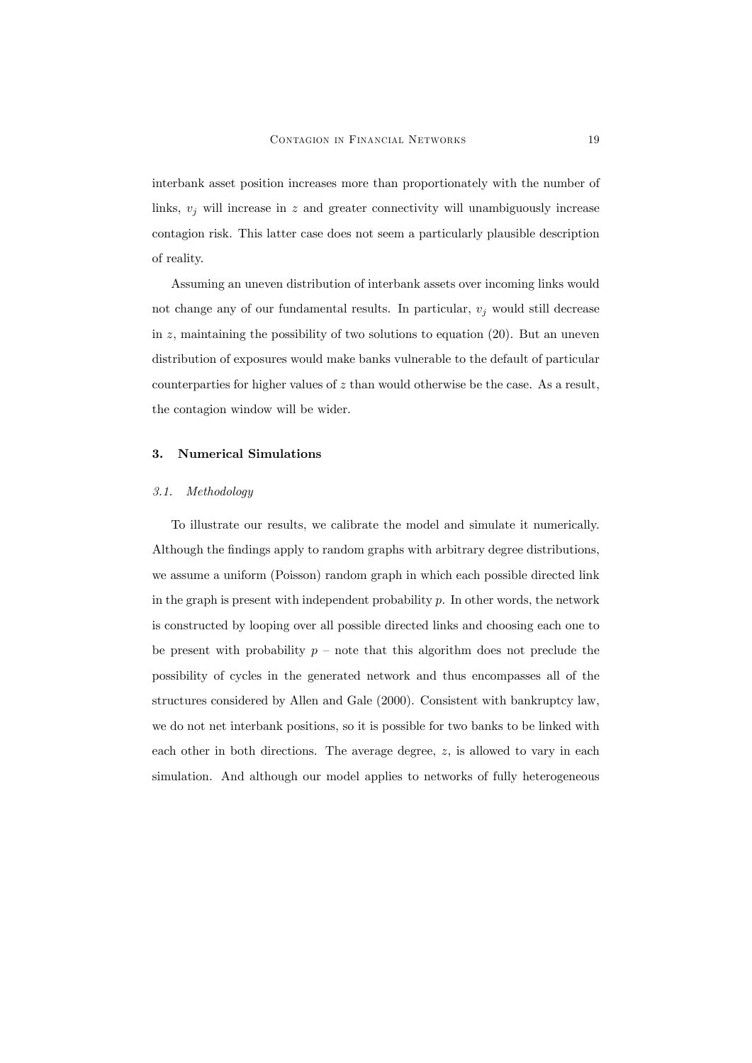interbank asset position increases more than proportionately with the number of links, $v_j$ will increase in $z$ and greater connectivity will unambiguously increase contagion risk. This latter case does not seem a particularly plausible description of reality.

Assuming an uneven distribution of interbank assets over incoming links would not change any of our fundamental results. In particular, $v_j$ would still decrease in $z$, maintaining the possibility of two solutions to equation (20). But an uneven distribution of exposures would make banks vulnerable to the default of particular counterparties for higher values of $z$ than would otherwise be the case. As a result, the contagion window will be wider.

## 3. Numerical Simulations

### *3.1. Methodology*

To illustrate our results, we calibrate the model and simulate it numerically. Although the findings apply to random graphs with arbitrary degree distributions, we assume a uniform (Poisson) random graph in which each possible directed link in the graph is present with independent probability $p$. In other words, the network is constructed by looping over all possible directed links and choosing each one to be present with probability $p$ – note that this algorithm does not preclude the possibility of cycles in the generated network and thus encompasses all of the structures considered by Allen and Gale (2000). Consistent with bankruptcy law, we do not net interbank positions, so it is possible for two banks to be linked with each other in both directions. The average degree, $z$, is allowed to vary in each simulation. And although our model applies to networks of fully heterogeneous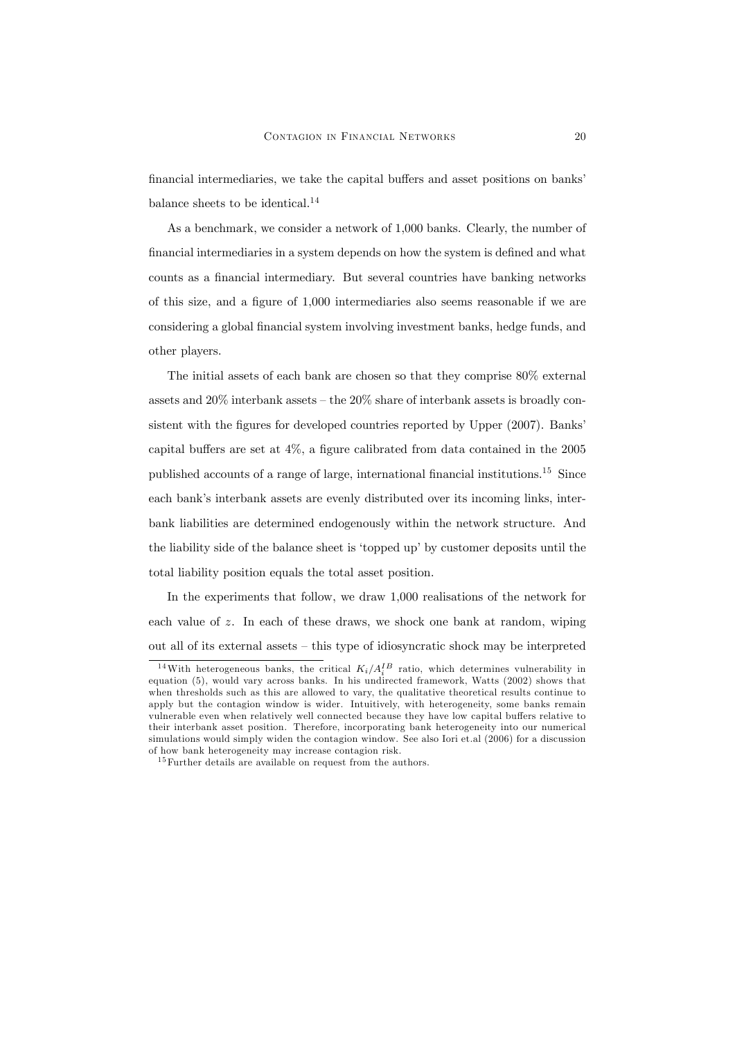financial intermediaries, we take the capital buffers and asset positions on banks' balance sheets to be identical.[14]

As a benchmark, we consider a network of 1,000 banks. Clearly, the number of financial intermediaries in a system depends on how the system is defined and what counts as a financial intermediary. But several countries have banking networks of this size, and a figure of 1,000 intermediaries also seems reasonable if we are considering a global financial system involving investment banks, hedge funds, and other players.

The initial assets of each bank are chosen so that they comprise 80% external assets and 20% interbank assets – the 20% share of interbank assets is broadly consistent with the figures for developed countries reported by Upper (2007). Banks' capital buffers are set at 4%, a figure calibrated from data contained in the 2005 published accounts of a range of large, international financial institutions.[15] Since each bank's interbank assets are evenly distributed over its incoming links, interbank liabilities are determined endogenously within the network structure. And the liability side of the balance sheet is 'topped up' by customer deposits until the total liability position equals the total asset position.

In the experiments that follow, we draw 1,000 realisations of the network for each value of $z$. In each of these draws, we shock one bank at random, wiping out all of its external assets – this type of idiosyncratic shock may be interpreted

---

[14] With heterogeneous banks, the critical $K_i/A_i^{IB}$ ratio, which determines vulnerability in equation (5), would vary across banks. In his undirected framework, Watts (2002) shows that when thresholds such as this are allowed to vary, the qualitative theoretical results continue to apply but the contagion window is wider. Intuitively, with heterogeneity, some banks remain vulnerable even when relatively well connected because they have low capital buffers relative to their interbank asset position. Therefore, incorporating bank heterogeneity into our numerical simulations would simply widen the contagion window. See also Iori et.al (2006) for a discussion of how bank heterogeneity may increase contagion risk.

[15] Further details are available on request from the authors.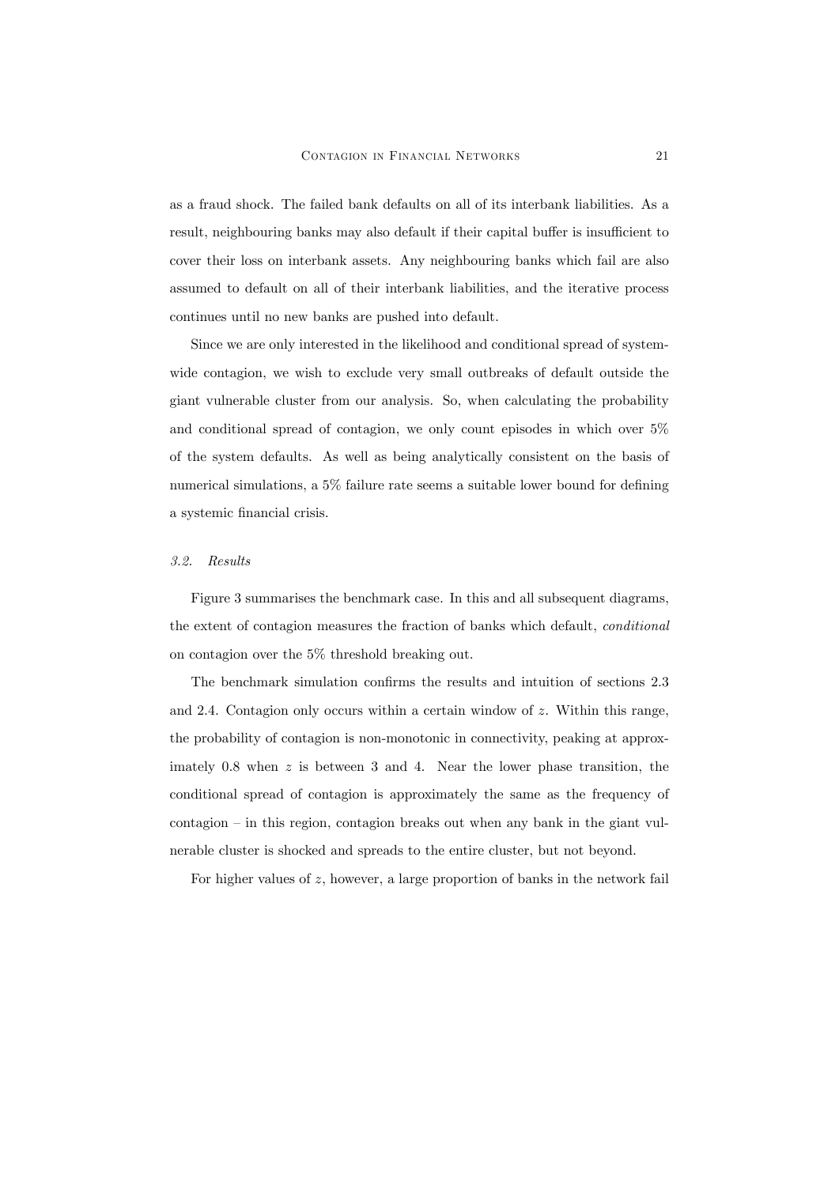as a fraud shock. The failed bank defaults on all of its interbank liabilities. As a result, neighbouring banks may also default if their capital buffer is insufficient to cover their loss on interbank assets. Any neighbouring banks which fail are also assumed to default on all of their interbank liabilities, and the iterative process continues until no new banks are pushed into default.

Since we are only interested in the likelihood and conditional spread of system-wide contagion, we wish to exclude very small outbreaks of default outside the giant vulnerable cluster from our analysis. So, when calculating the probability and conditional spread of contagion, we only count episodes in which over 5% of the system defaults. As well as being analytically consistent on the basis of numerical simulations, a 5% failure rate seems a suitable lower bound for defining a systemic financial crisis.

### *3.2. Results*

Figure 3 summarises the benchmark case. In this and all subsequent diagrams, the extent of contagion measures the fraction of banks which default, *conditional* on contagion over the 5% threshold breaking out.

The benchmark simulation confirms the results and intuition of sections 2.3 and 2.4. Contagion only occurs within a certain window of $z$. Within this range, the probability of contagion is non-monotonic in connectivity, peaking at approximately 0.8 when $z$ is between 3 and 4. Near the lower phase transition, the conditional spread of contagion is approximately the same as the frequency of contagion – in this region, contagion breaks out when any bank in the giant vulnerable cluster is shocked and spreads to the entire cluster, but not beyond.

For higher values of $z$, however, a large proportion of banks in the network fail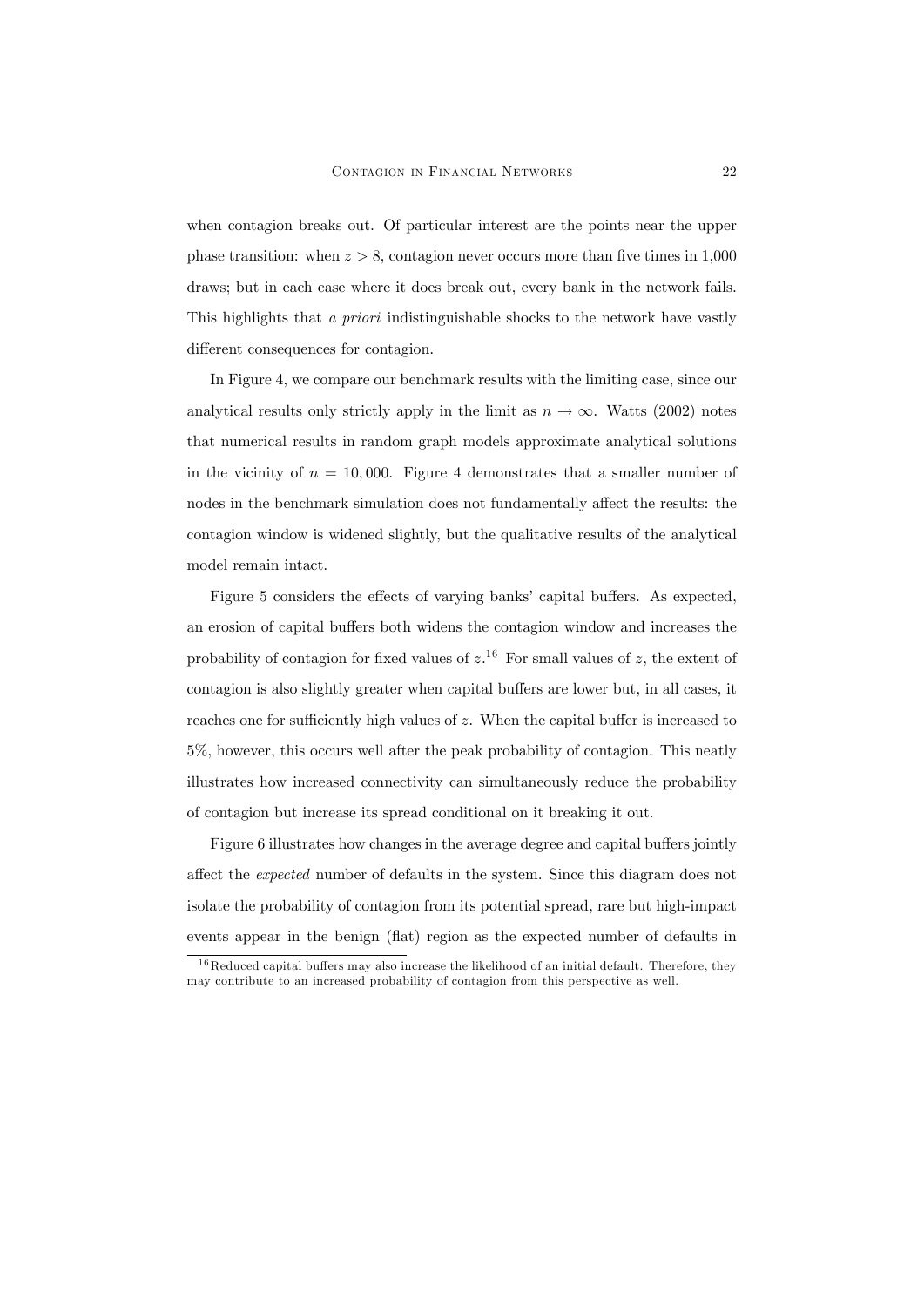when contagion breaks out. Of particular interest are the points near the upper phase transition: when $z > 8$, contagion never occurs more than five times in 1,000 draws; but in each case where it does break out, every bank in the network fails. This highlights that *a priori* indistinguishable shocks to the network have vastly different consequences for contagion.

In Figure 4, we compare our benchmark results with the limiting case, since our analytical results only strictly apply in the limit as $n \to \infty$. Watts (2002) notes that numerical results in random graph models approximate analytical solutions in the vicinity of $n = 10,000$. Figure 4 demonstrates that a smaller number of nodes in the benchmark simulation does not fundamentally affect the results: the contagion window is widened slightly, but the qualitative results of the analytical model remain intact.

Figure 5 considers the effects of varying banks' capital buffers. As expected, an erosion of capital buffers both widens the contagion window and increases the probability of contagion for fixed values of $z$.[16] For small values of $z$, the extent of contagion is also slightly greater when capital buffers are lower but, in all cases, it reaches one for sufficiently high values of $z$. When the capital buffer is increased to 5%, however, this occurs well after the peak probability of contagion. This neatly illustrates how increased connectivity can simultaneously reduce the probability of contagion but increase its spread conditional on it breaking it out.

Figure 6 illustrates how changes in the average degree and capital buffers jointly affect the *expected* number of defaults in the system. Since this diagram does not isolate the probability of contagion from its potential spread, rare but high-impact events appear in the benign (flat) region as the expected number of defaults in

[16] Reduced capital buffers may also increase the likelihood of an initial default. Therefore, they may contribute to an increased probability of contagion from this perspective as well.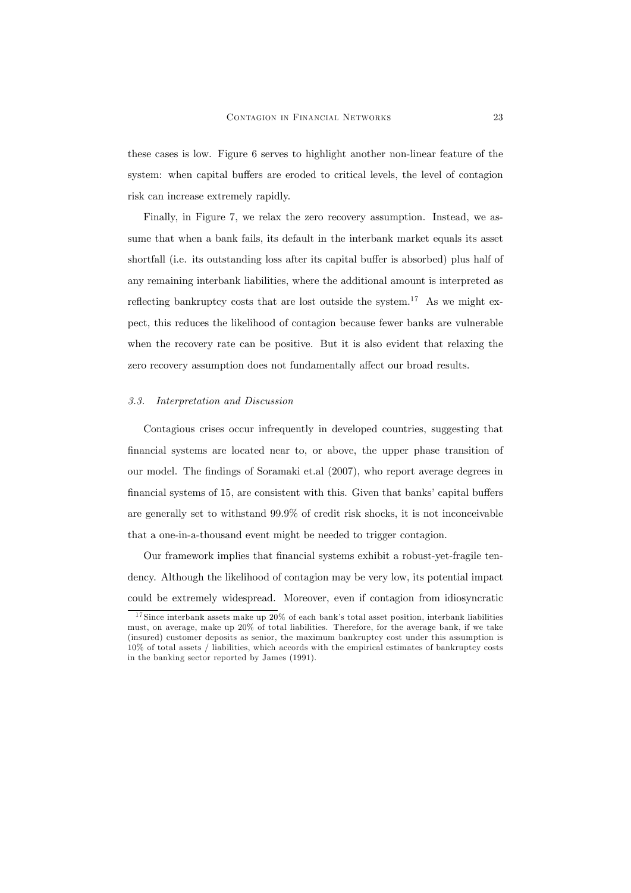these cases is low. Figure 6 serves to highlight another non-linear feature of the system: when capital buffers are eroded to critical levels, the level of contagion risk can increase extremely rapidly.

Finally, in Figure 7, we relax the zero recovery assumption. Instead, we assume that when a bank fails, its default in the interbank market equals its asset shortfall (i.e. its outstanding loss after its capital buffer is absorbed) plus half of any remaining interbank liabilities, where the additional amount is interpreted as reflecting bankruptcy costs that are lost outside the system.[17] As we might expect, this reduces the likelihood of contagion because fewer banks are vulnerable when the recovery rate can be positive. But it is also evident that relaxing the zero recovery assumption does not fundamentally affect our broad results.

### *3.3. Interpretation and Discussion*

Contagious crises occur infrequently in developed countries, suggesting that financial systems are located near to, or above, the upper phase transition of our model. The findings of Soramaki et.al (2007), who report average degrees in financial systems of 15, are consistent with this. Given that banks' capital buffers are generally set to withstand 99.9% of credit risk shocks, it is not inconceivable that a one-in-a-thousand event might be needed to trigger contagion.

Our framework implies that financial systems exhibit a robust-yet-fragile tendency. Although the likelihood of contagion may be very low, its potential impact could be extremely widespread. Moreover, even if contagion from idiosyncratic

[17] Since interbank assets make up 20% of each bank's total asset position, interbank liabilities must, on average, make up 20% of total liabilities. Therefore, for the average bank, if we take (insured) customer deposits as senior, the maximum bankruptcy cost under this assumption is 10% of total assets / liabilities, which accords with the empirical estimates of bankruptcy costs in the banking sector reported by James (1991).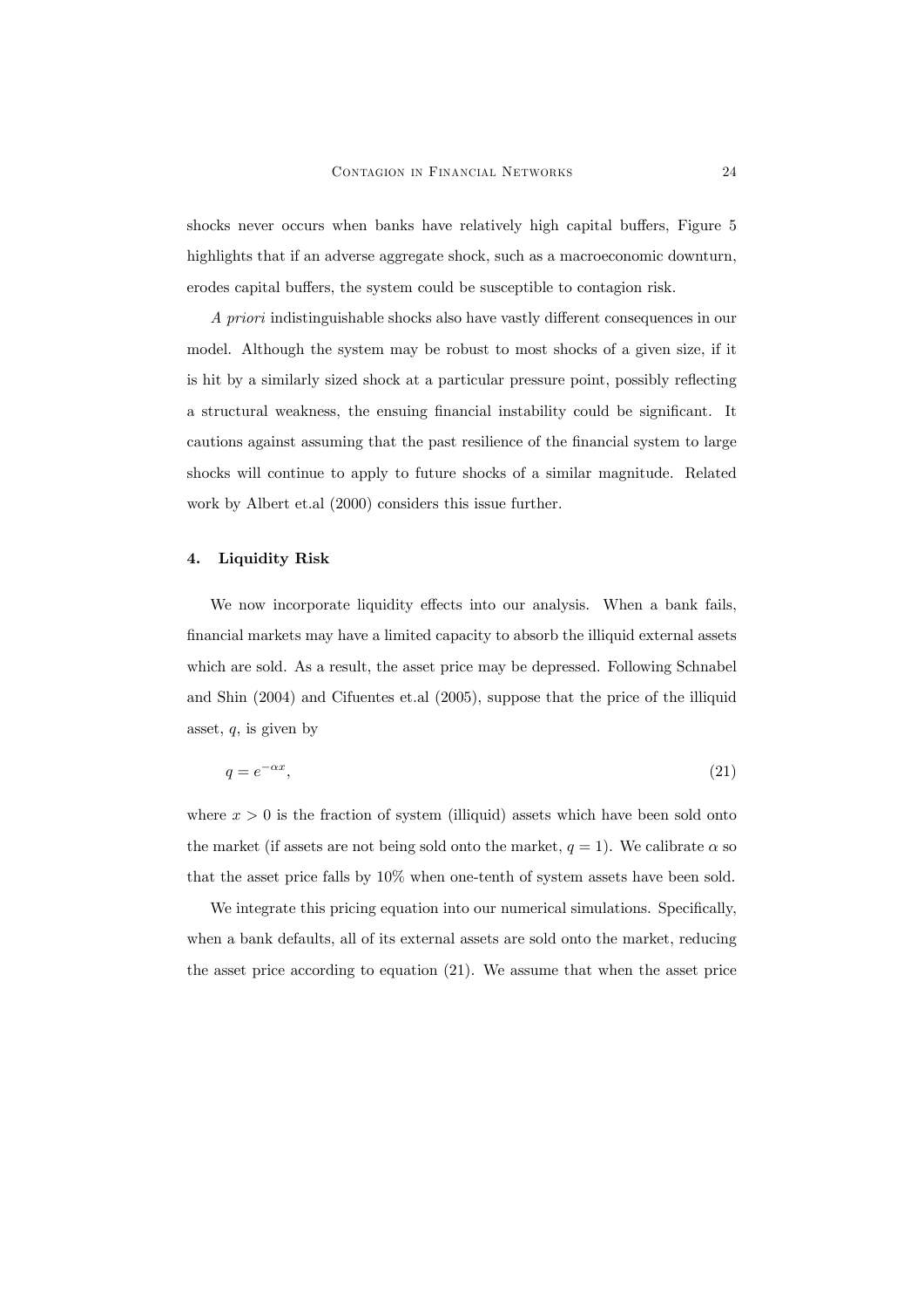shocks never occurs when banks have relatively high capital buffers, Figure 5 highlights that if an adverse aggregate shock, such as a macroeconomic downturn, erodes capital buffers, the system could be susceptible to contagion risk.

*A priori* indistinguishable shocks also have vastly different consequences in our model. Although the system may be robust to most shocks of a given size, if it is hit by a similarly sized shock at a particular pressure point, possibly reflecting a structural weakness, the ensuing financial instability could be significant. It cautions against assuming that the past resilience of the financial system to large shocks will continue to apply to future shocks of a similar magnitude. Related work by Albert et.al (2000) considers this issue further.

## 4. Liquidity Risk

We now incorporate liquidity effects into our analysis. When a bank fails, financial markets may have a limited capacity to absorb the illiquid external assets which are sold. As a result, the asset price may be depressed. Following Schnabel and Shin (2004) and Cifuentes et.al (2005), suppose that the price of the illiquid asset, $q$, is given by

$$q = e^{-\alpha x}, \tag{21}$$

where $x > 0$ is the fraction of system (illiquid) assets which have been sold onto the market (if assets are not being sold onto the market, $q = 1$). We calibrate $\alpha$ so that the asset price falls by 10% when one-tenth of system assets have been sold.

We integrate this pricing equation into our numerical simulations. Specifically, when a bank defaults, all of its external assets are sold onto the market, reducing the asset price according to equation (21). We assume that when the asset price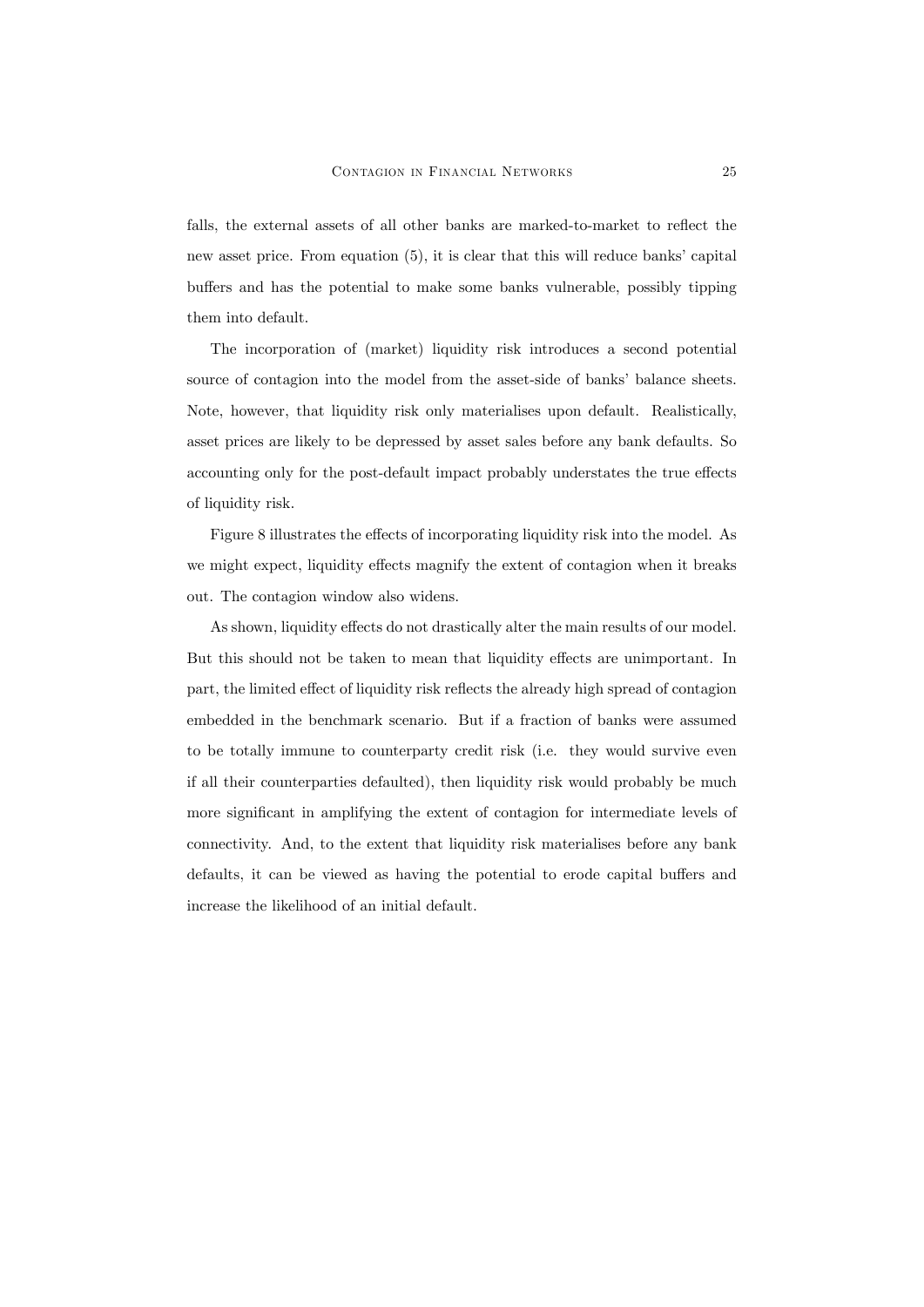falls, the external assets of all other banks are marked-to-market to reflect the new asset price. From equation (5), it is clear that this will reduce banks' capital buffers and has the potential to make some banks vulnerable, possibly tipping them into default.

The incorporation of (market) liquidity risk introduces a second potential source of contagion into the model from the asset-side of banks' balance sheets. Note, however, that liquidity risk only materialises upon default. Realistically, asset prices are likely to be depressed by asset sales before any bank defaults. So accounting only for the post-default impact probably understates the true effects of liquidity risk.

Figure 8 illustrates the effects of incorporating liquidity risk into the model. As we might expect, liquidity effects magnify the extent of contagion when it breaks out. The contagion window also widens.

As shown, liquidity effects do not drastically alter the main results of our model. But this should not be taken to mean that liquidity effects are unimportant. In part, the limited effect of liquidity risk reflects the already high spread of contagion embedded in the benchmark scenario. But if a fraction of banks were assumed to be totally immune to counterparty credit risk (i.e. they would survive even if all their counterparties defaulted), then liquidity risk would probably be much more significant in amplifying the extent of contagion for intermediate levels of connectivity. And, to the extent that liquidity risk materialises before any bank defaults, it can be viewed as having the potential to erode capital buffers and increase the likelihood of an initial default.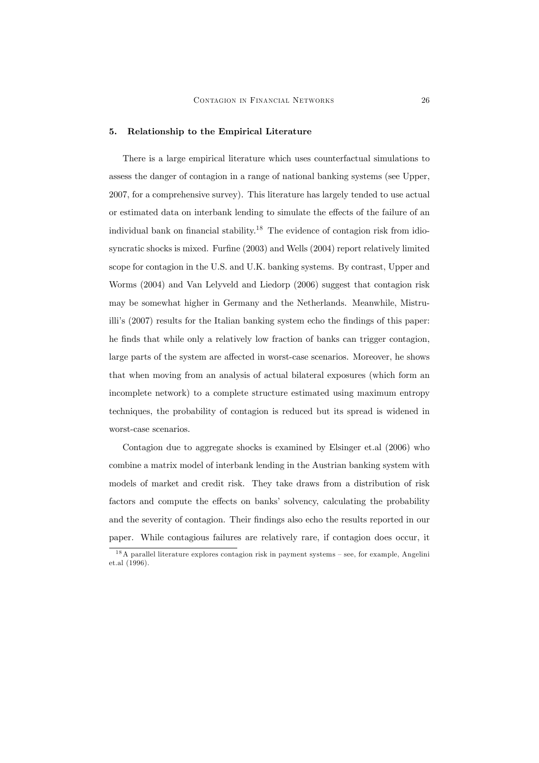## 5. Relationship to the Empirical Literature

There is a large empirical literature which uses counterfactual simulations to assess the danger of contagion in a range of national banking systems (see Upper, 2007, for a comprehensive survey). This literature has largely tended to use actual or estimated data on interbank lending to simulate the effects of the failure of an individual bank on financial stability.[18] The evidence of contagion risk from idiosyncratic shocks is mixed. Furfine (2003) and Wells (2004) report relatively limited scope for contagion in the U.S. and U.K. banking systems. By contrast, Upper and Worms (2004) and Van Lelyveld and Liedorp (2006) suggest that contagion risk may be somewhat higher in Germany and the Netherlands. Meanwhile, Mistrulli's (2007) results for the Italian banking system echo the findings of this paper: he finds that while only a relatively low fraction of banks can trigger contagion, large parts of the system are affected in worst-case scenarios. Moreover, he shows that when moving from an analysis of actual bilateral exposures (which form an incomplete network) to a complete structure estimated using maximum entropy techniques, the probability of contagion is reduced but its spread is widened in worst-case scenarios.

Contagion due to aggregate shocks is examined by Elsinger et.al (2006) who combine a matrix model of interbank lending in the Austrian banking system with models of market and credit risk. They take draws from a distribution of risk factors and compute the effects on banks' solvency, calculating the probability and the severity of contagion. Their findings also echo the results reported in our paper. While contagious failures are relatively rare, if contagion does occur, it

[18] A parallel literature explores contagion risk in payment systems – see, for example, Angelini et.al (1996).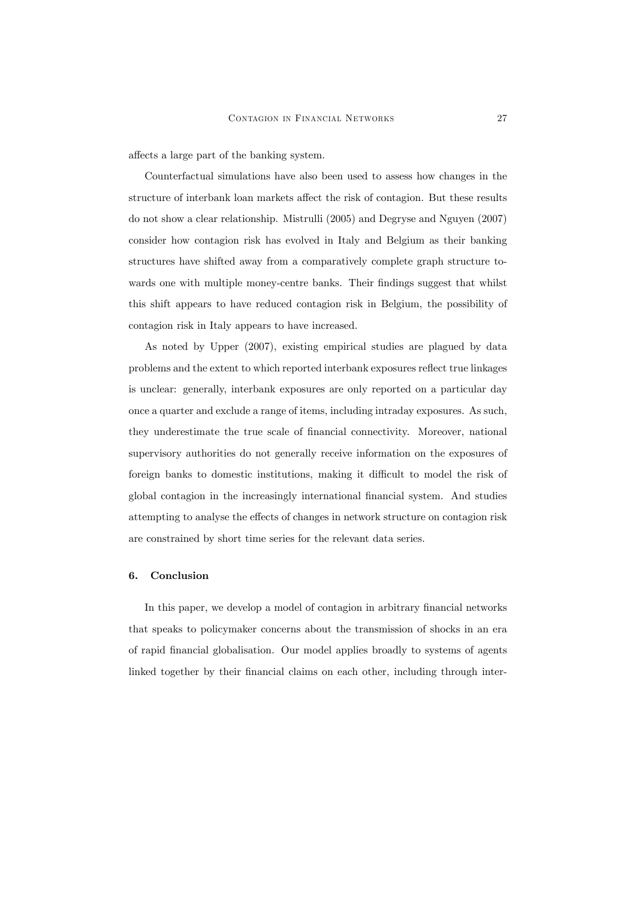affects a large part of the banking system.

Counterfactual simulations have also been used to assess how changes in the structure of interbank loan markets affect the risk of contagion. But these results do not show a clear relationship. Mistrulli (2005) and Degryse and Nguyen (2007) consider how contagion risk has evolved in Italy and Belgium as their banking structures have shifted away from a comparatively complete graph structure towards one with multiple money-centre banks. Their findings suggest that whilst this shift appears to have reduced contagion risk in Belgium, the possibility of contagion risk in Italy appears to have increased.

As noted by Upper (2007), existing empirical studies are plagued by data problems and the extent to which reported interbank exposures reflect true linkages is unclear: generally, interbank exposures are only reported on a particular day once a quarter and exclude a range of items, including intraday exposures. As such, they underestimate the true scale of financial connectivity. Moreover, national supervisory authorities do not generally receive information on the exposures of foreign banks to domestic institutions, making it difficult to model the risk of global contagion in the increasingly international financial system. And studies attempting to analyse the effects of changes in network structure on contagion risk are constrained by short time series for the relevant data series.

## 6. Conclusion

In this paper, we develop a model of contagion in arbitrary financial networks that speaks to policymaker concerns about the transmission of shocks in an era of rapid financial globalisation. Our model applies broadly to systems of agents linked together by their financial claims on each other, including through inter-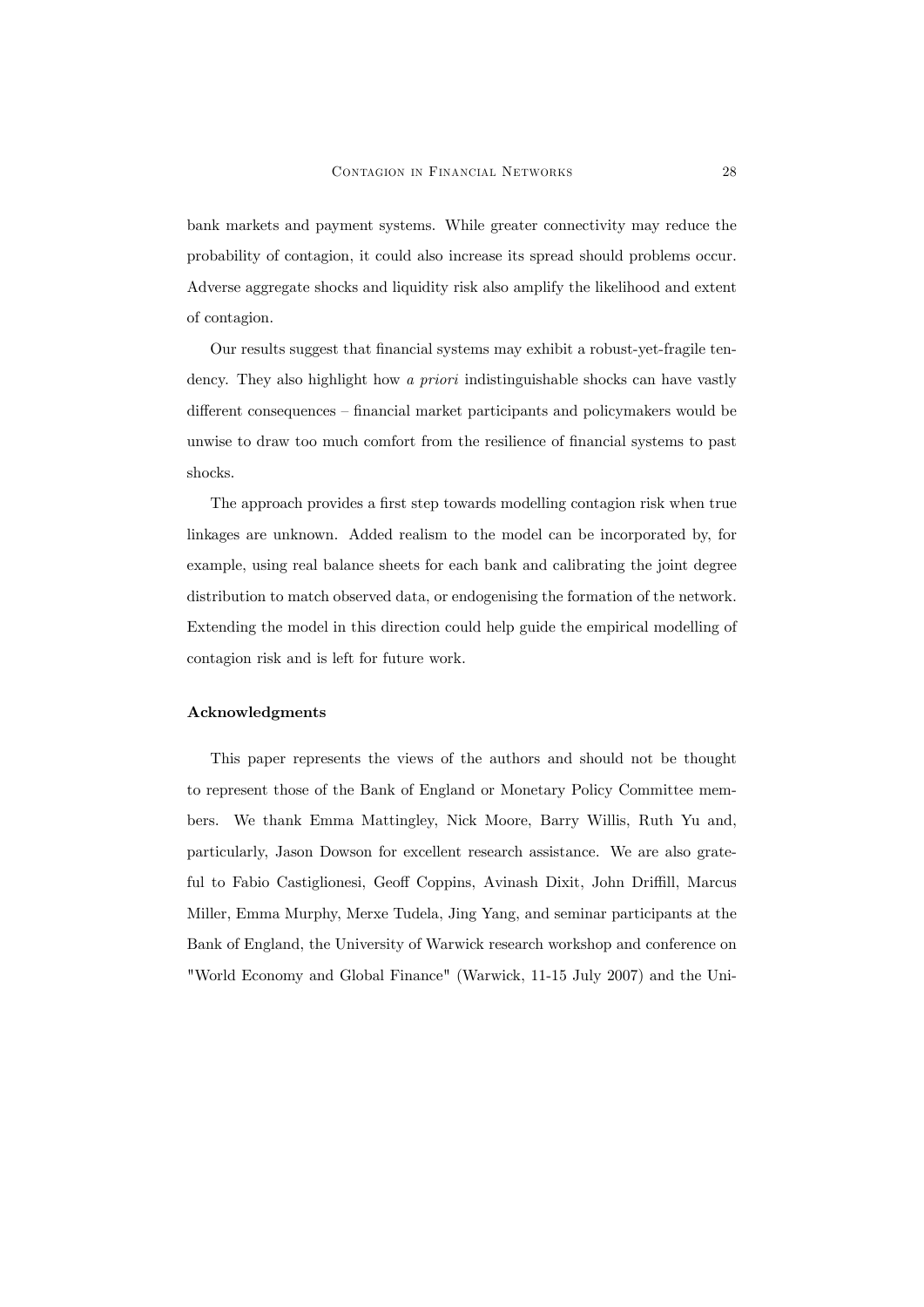bank markets and payment systems. While greater connectivity may reduce the probability of contagion, it could also increase its spread should problems occur. Adverse aggregate shocks and liquidity risk also amplify the likelihood and extent of contagion.

Our results suggest that financial systems may exhibit a robust-yet-fragile tendency. They also highlight how *a priori* indistinguishable shocks can have vastly different consequences – financial market participants and policymakers would be unwise to draw too much comfort from the resilience of financial systems to past shocks.

The approach provides a first step towards modelling contagion risk when true linkages are unknown. Added realism to the model can be incorporated by, for example, using real balance sheets for each bank and calibrating the joint degree distribution to match observed data, or endogenising the formation of the network. Extending the model in this direction could help guide the empirical modelling of contagion risk and is left for future work.

**Acknowledgments**

This paper represents the views of the authors and should not be thought to represent those of the Bank of England or Monetary Policy Committee members. We thank Emma Mattingley, Nick Moore, Barry Willis, Ruth Yu and, particularly, Jason Dowson for excellent research assistance. We are also grateful to Fabio Castiglionesi, Geoff Coppins, Avinash Dixit, John Driffill, Marcus Miller, Emma Murphy, Merxe Tudela, Jing Yang, and seminar participants at the Bank of England, the University of Warwick research workshop and conference on "World Economy and Global Finance" (Warwick, 11-15 July 2007) and the Uni-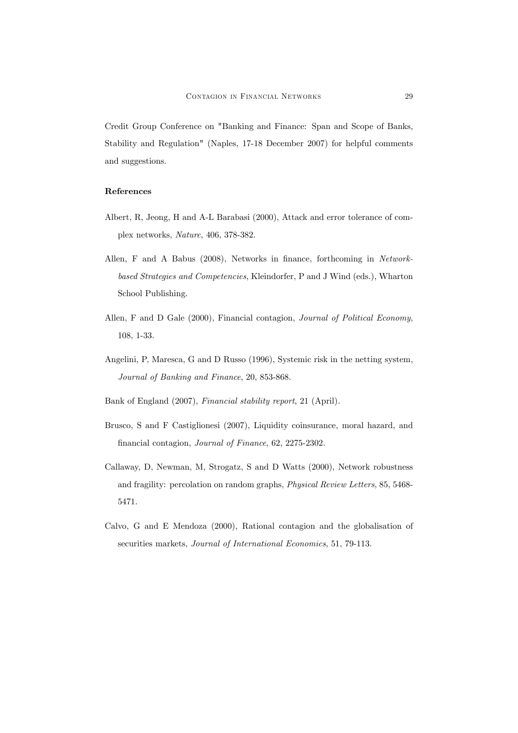Credit Group Conference on "Banking and Finance: Span and Scope of Banks, Stability and Regulation" (Naples, 17-18 December 2007) for helpful comments and suggestions.

**References**

Albert, R, Jeong, H and A-L Barabasi (2000), Attack and error tolerance of complex networks, *Nature*, 406, 378-382.

Allen, F and A Babus (2008), Networks in finance, forthcoming in *Network-based Strategies and Competencies*, Kleindorfer, P and J Wind (eds.), Wharton School Publishing.

Allen, F and D Gale (2000), Financial contagion, *Journal of Political Economy*, 108, 1-33.

Angelini, P, Maresca, G and D Russo (1996), Systemic risk in the netting system, *Journal of Banking and Finance*, 20, 853-868.

Bank of England (2007), *Financial stability report*, 21 (April).

Brusco, S and F Castiglionesi (2007), Liquidity coinsurance, moral hazard, and financial contagion, *Journal of Finance*, 62, 2275-2302.

Callaway, D, Newman, M, Strogatz, S and D Watts (2000), Network robustness and fragility: percolation on random graphs, *Physical Review Letters*, 85, 5468-5471.

Calvo, G and E Mendoza (2000), Rational contagion and the globalisation of securities markets, *Journal of International Economics*, 51, 79-113.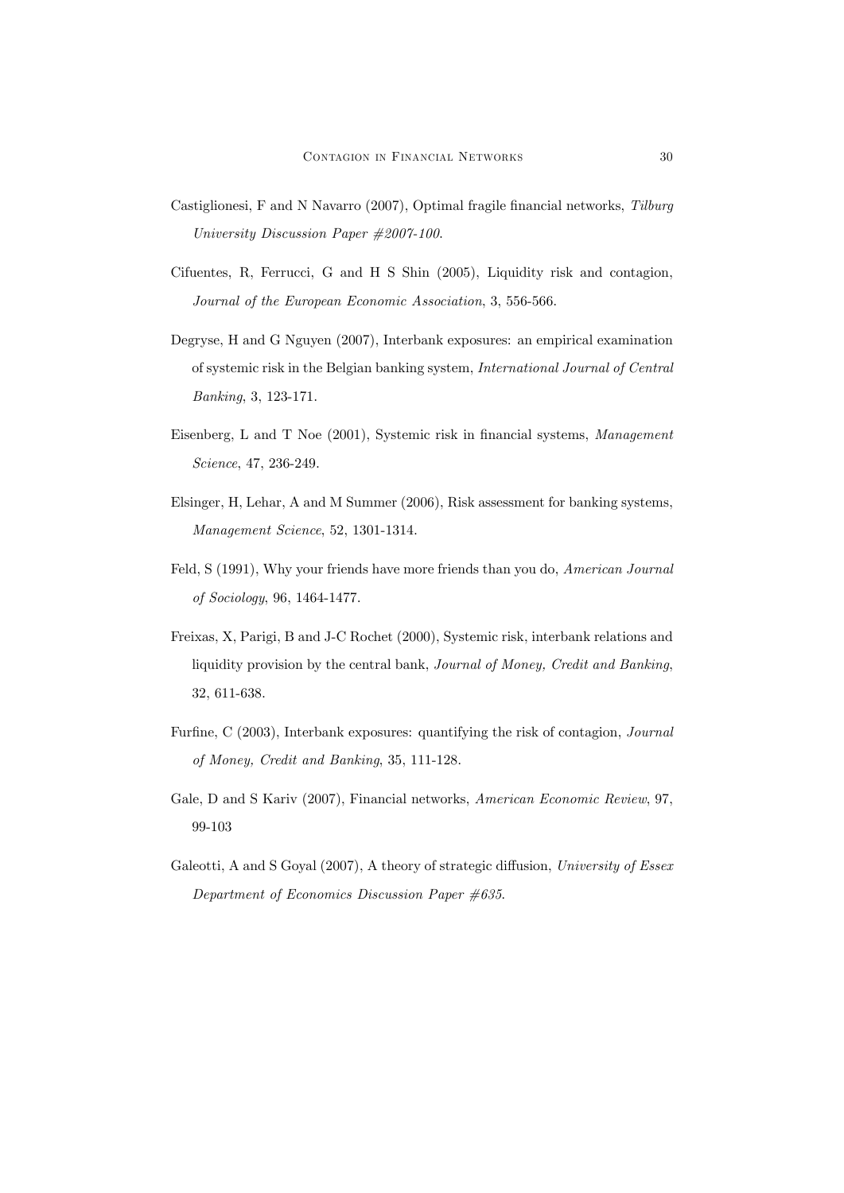Castiglionesi, F and N Navarro (2007), Optimal fragile financial networks, *Tilburg University Discussion Paper #2007-100*.

Cifuentes, R, Ferrucci, G and H S Shin (2005), Liquidity risk and contagion, *Journal of the European Economic Association*, 3, 556-566.

Degryse, H and G Nguyen (2007), Interbank exposures: an empirical examination of systemic risk in the Belgian banking system, *International Journal of Central Banking*, 3, 123-171.

Eisenberg, L and T Noe (2001), Systemic risk in financial systems, *Management Science*, 47, 236-249.

Elsinger, H, Lehar, A and M Summer (2006), Risk assessment for banking systems, *Management Science*, 52, 1301-1314.

Feld, S (1991), Why your friends have more friends than you do, *American Journal of Sociology*, 96, 1464-1477.

Freixas, X, Parigi, B and J-C Rochet (2000), Systemic risk, interbank relations and liquidity provision by the central bank, *Journal of Money, Credit and Banking*, 32, 611-638.

Furfine, C (2003), Interbank exposures: quantifying the risk of contagion, *Journal of Money, Credit and Banking*, 35, 111-128.

Gale, D and S Kariv (2007), Financial networks, *American Economic Review*, 97, 99-103

Galeotti, A and S Goyal (2007), A theory of strategic diffusion, *University of Essex Department of Economics Discussion Paper #635*.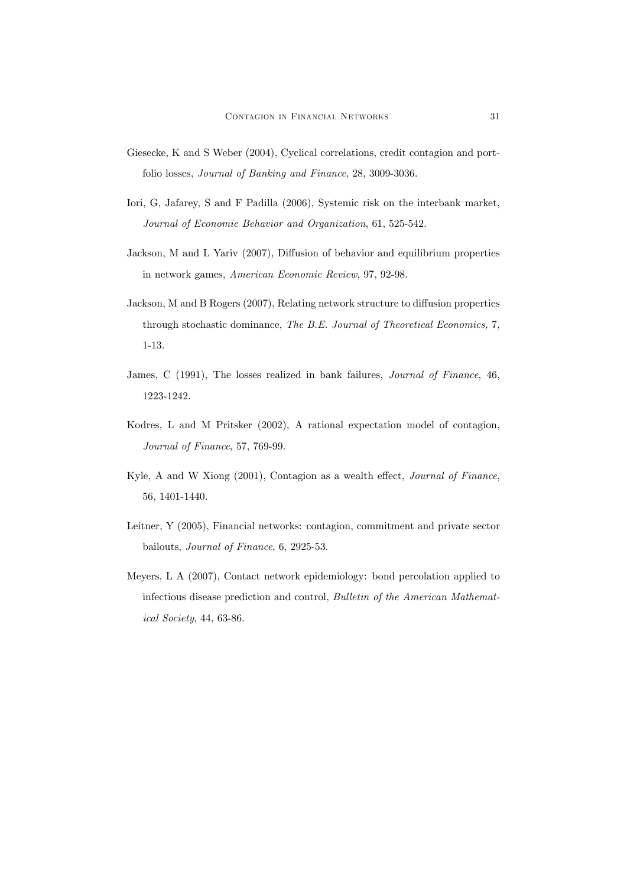Giesecke, K and S Weber (2004), Cyclical correlations, credit contagion and portfolio losses, *Journal of Banking and Finance*, 28, 3009-3036.

Iori, G, Jafarey, S and F Padilla (2006), Systemic risk on the interbank market, *Journal of Economic Behavior and Organization*, 61, 525-542.

Jackson, M and L Yariv (2007), Diffusion of behavior and equilibrium properties in network games, *American Economic Review*, 97, 92-98.

Jackson, M and B Rogers (2007), Relating network structure to diffusion properties through stochastic dominance, *The B.E. Journal of Theoretical Economics,* 7, 1-13.

James, C (1991), The losses realized in bank failures, *Journal of Finance*, 46, 1223-1242.

Kodres, L and M Pritsker (2002), A rational expectation model of contagion, *Journal of Finance*, 57, 769-99.

Kyle, A and W Xiong (2001), Contagion as a wealth effect, *Journal of Finance*, 56, 1401-1440.

Leitner, Y (2005), Financial networks: contagion, commitment and private sector bailouts, *Journal of Finance*, 6, 2925-53.

Meyers, L A (2007), Contact network epidemiology: bond percolation applied to infectious disease prediction and control, *Bulletin of the American Mathematical Society*, 44, 63-86.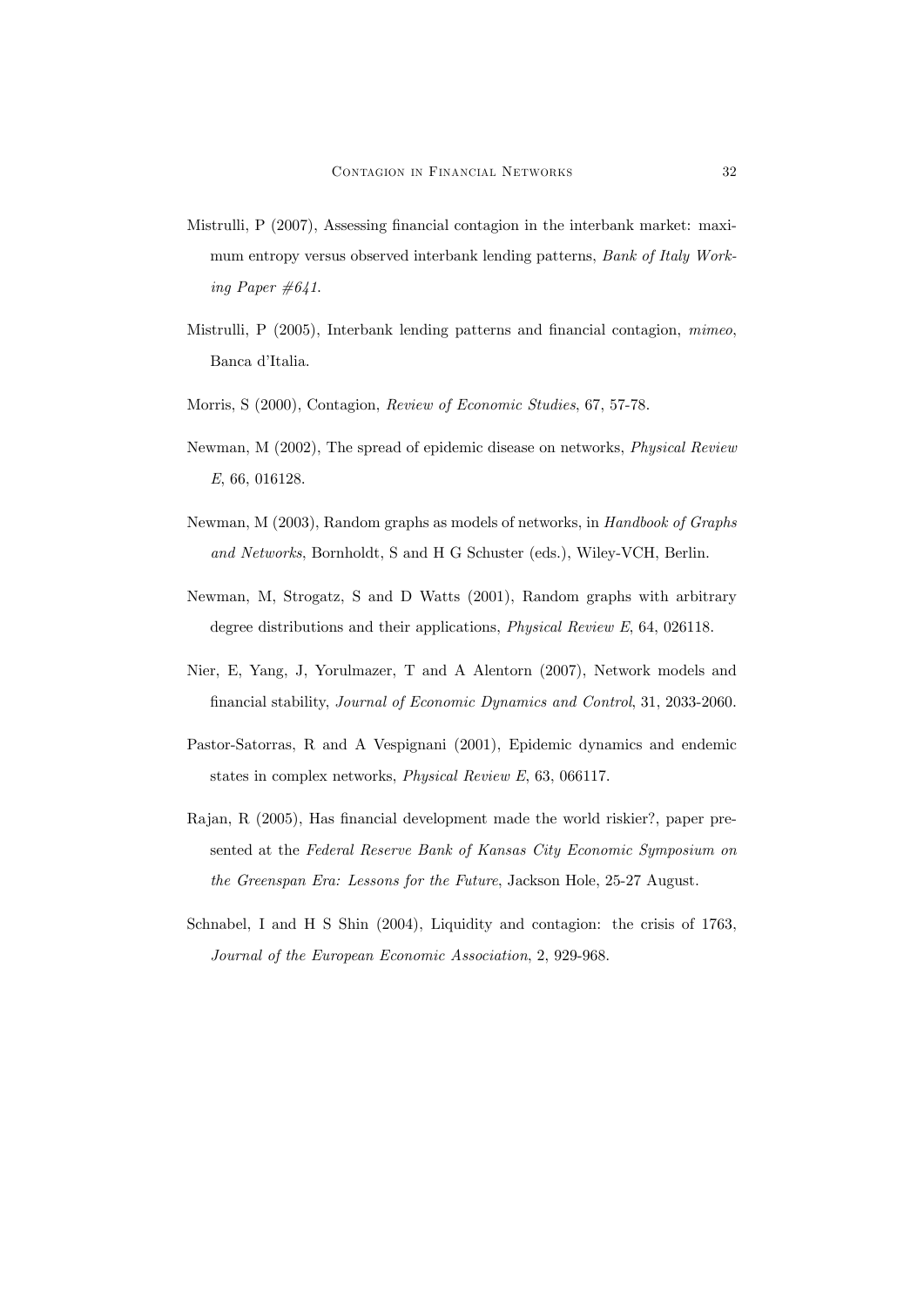Mistrulli, P (2007), Assessing financial contagion in the interbank market: maximum entropy versus observed interbank lending patterns, *Bank of Italy Working Paper #641*.

Mistrulli, P (2005), Interbank lending patterns and financial contagion, *mimeo*, Banca d'Italia.

Morris, S (2000), Contagion, *Review of Economic Studies*, 67, 57-78.

Newman, M (2002), The spread of epidemic disease on networks, *Physical Review E*, 66, 016128.

Newman, M (2003), Random graphs as models of networks, in *Handbook of Graphs and Networks*, Bornholdt, S and H G Schuster (eds.), Wiley-VCH, Berlin.

Newman, M, Strogatz, S and D Watts (2001), Random graphs with arbitrary degree distributions and their applications, *Physical Review E*, 64, 026118.

Nier, E, Yang, J, Yorulmazer, T and A Alentorn (2007), Network models and financial stability, *Journal of Economic Dynamics and Control*, 31, 2033-2060.

Pastor-Satorras, R and A Vespignani (2001), Epidemic dynamics and endemic states in complex networks, *Physical Review E*, 63, 066117.

Rajan, R (2005), Has financial development made the world riskier?, paper presented at the *Federal Reserve Bank of Kansas City Economic Symposium on the Greenspan Era: Lessons for the Future*, Jackson Hole, 25-27 August.

Schnabel, I and H S Shin (2004), Liquidity and contagion: the crisis of 1763, *Journal of the European Economic Association*, 2, 929-968.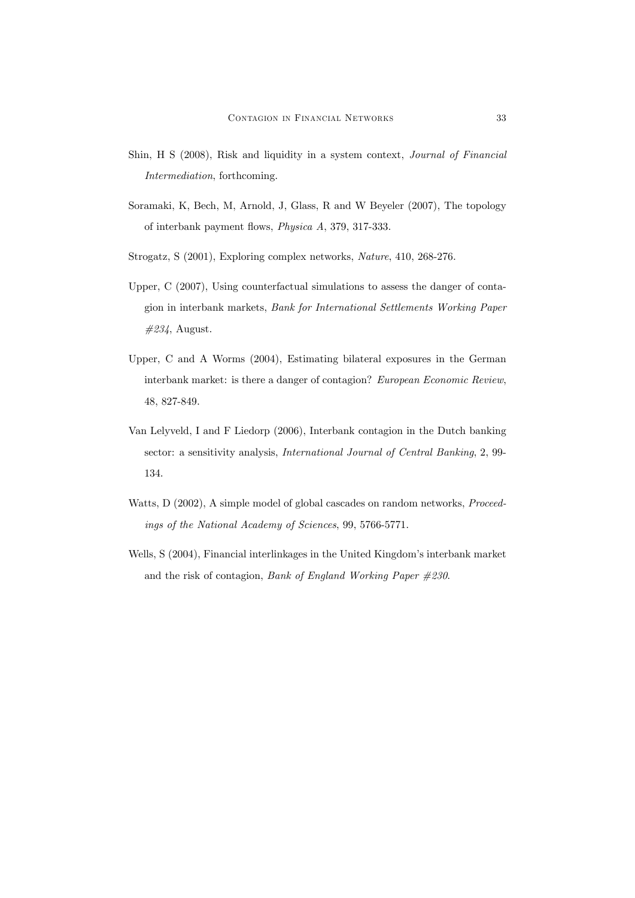Shin, H S (2008), Risk and liquidity in a system context, *Journal of Financial Intermediation*, forthcoming.

Soramaki, K, Bech, M, Arnold, J, Glass, R and W Beyeler (2007), The topology of interbank payment flows, *Physica A*, 379, 317-333.

Strogatz, S (2001), Exploring complex networks, *Nature*, 410, 268-276.

Upper, C (2007), Using counterfactual simulations to assess the danger of contagion in interbank markets, *Bank for International Settlements Working Paper #234*, August.

Upper, C and A Worms (2004), Estimating bilateral exposures in the German interbank market: is there a danger of contagion? *European Economic Review*, 48, 827-849.

Van Lelyveld, I and F Liedorp (2006), Interbank contagion in the Dutch banking sector: a sensitivity analysis, *International Journal of Central Banking*, 2, 99-134.

Watts, D (2002), A simple model of global cascades on random networks, *Proceedings of the National Academy of Sciences*, 99, 5766-5771.

Wells, S (2004), Financial interlinkages in the United Kingdom's interbank market and the risk of contagion, *Bank of England Working Paper #230*.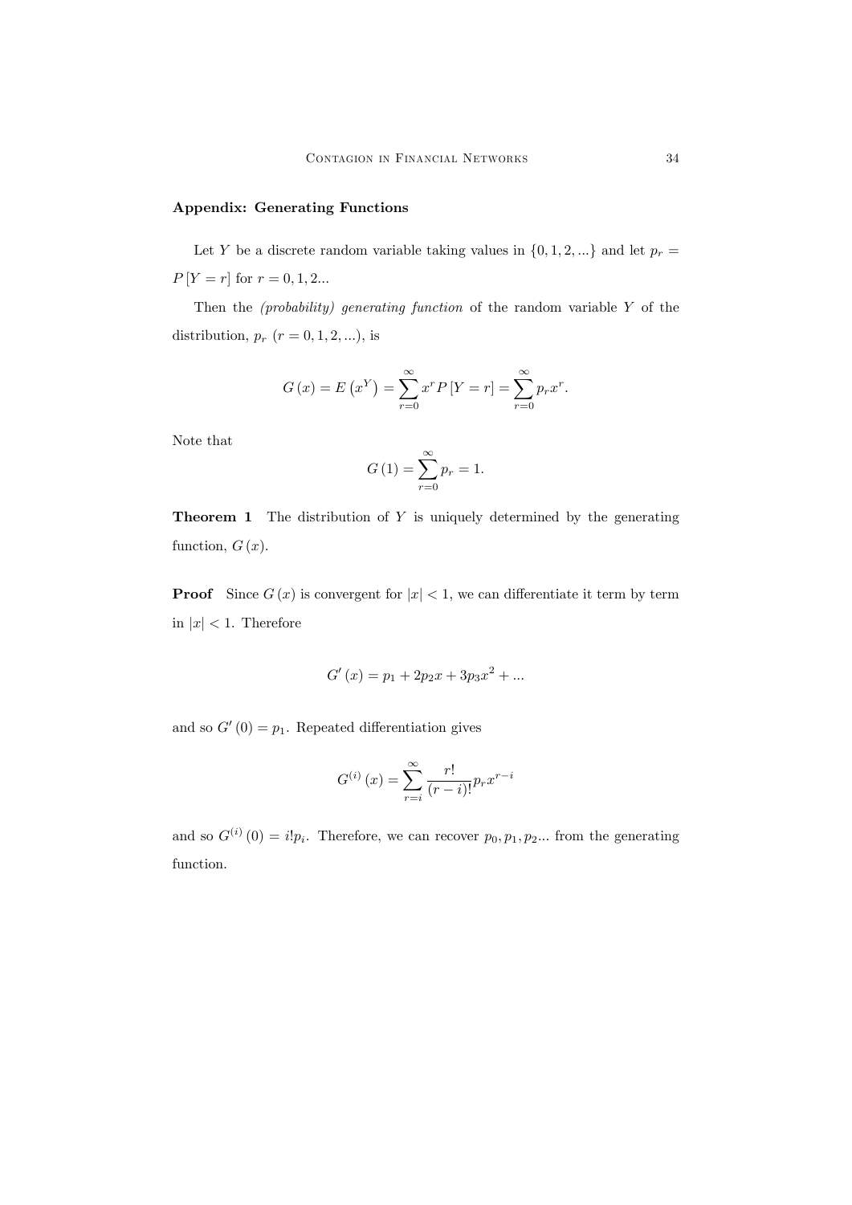**Appendix: Generating Functions**

Let $Y$ be a discrete random variable taking values in $\{0, 1, 2, ...\}$ and let $p_r = P[Y = r]$ for $r = 0, 1, 2...$

Then the *(probability) generating function* of the random variable $Y$ of the distribution, $p_r$ $(r = 0, 1, 2, ...)$, is

$$G(x) = E\left(x^Y\right) = \sum_{r=0}^{\infty} x^r P[Y = r] = \sum_{r=0}^{\infty} p_r x^r.$$

Note that

$$G(1) = \sum_{r=0}^{\infty} p_r = 1.$$

**Theorem 1** The distribution of $Y$ is uniquely determined by the generating function, $G(x)$.

**Proof** Since $G(x)$ is convergent for $|x| < 1$, we can differentiate it term by term in $|x| < 1$. Therefore

$$G'(x) = p_1 + 2p_2 x + 3p_3 x^2 + ...$$

and so $G'(0) = p_1$. Repeated differentiation gives

$$G^{(i)}(x) = \sum_{r=i}^{\infty} \frac{r!}{(r-i)!} p_r x^{r-i}$$

and so $G^{(i)}(0) = i! p_i$. Therefore, we can recover $p_0, p_1, p_2...$ from the generating function.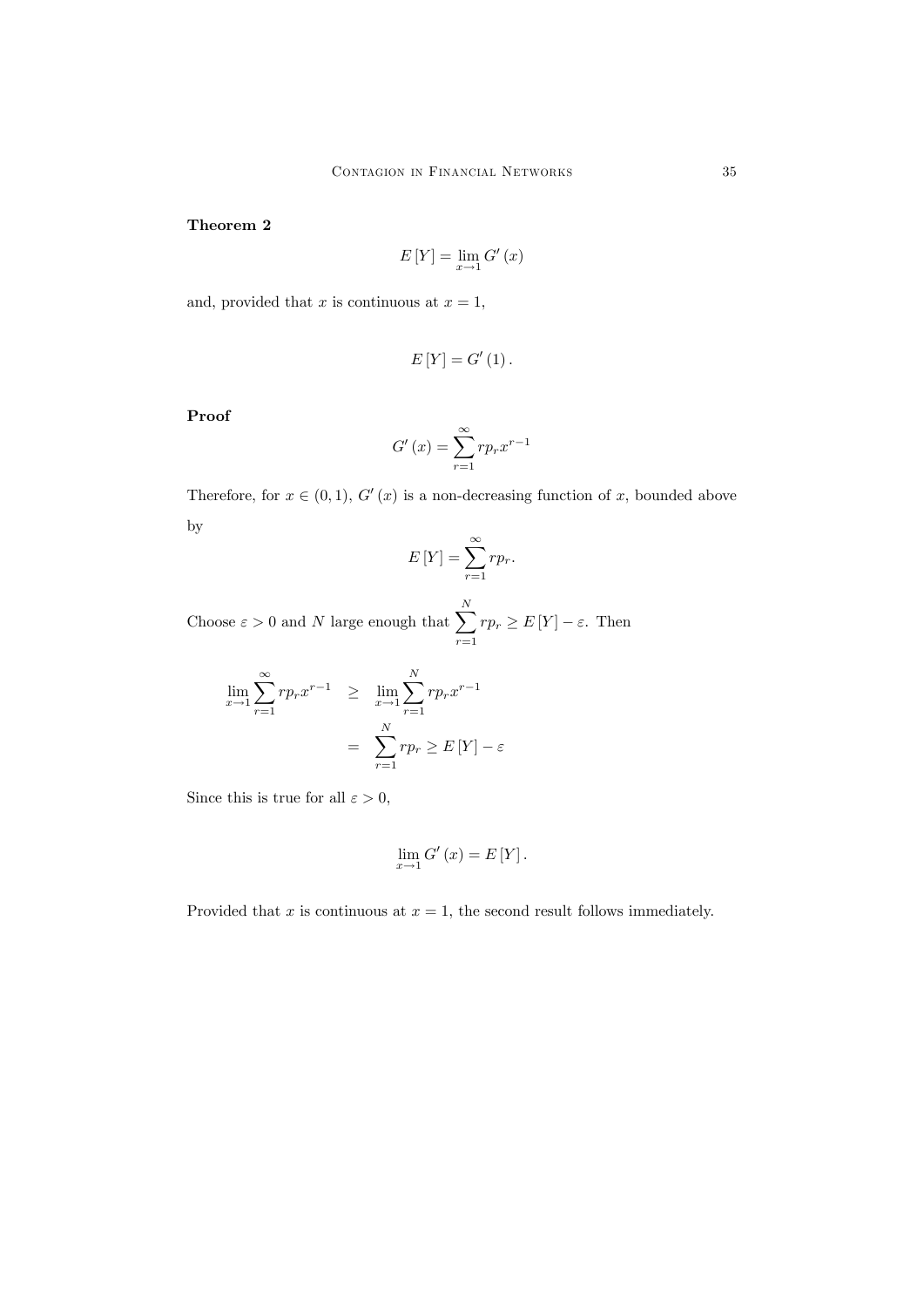**Theorem 2**

$$E[Y] = \lim_{x \to 1} G'(x)$$

and, provided that $x$ is continuous at $x = 1$,

$$E[Y] = G'(1).$$

**Proof**

$$G'(x) = \sum_{r=1}^{\infty} r p_r x^{r-1}$$

Therefore, for $x \in (0,1)$, $G'(x)$ is a non-decreasing function of $x$, bounded above by

$$E[Y] = \sum_{r=1}^{\infty} r p_r.$$

Choose $\varepsilon > 0$ and $N$ large enough that $\sum_{r=1}^{N} r p_r \geq E[Y] - \varepsilon$. Then

$$\begin{aligned}
\lim_{x \to 1} \sum_{r=1}^{\infty} r p_r x^{r-1} &\geq \lim_{x \to 1} \sum_{r=1}^{N} r p_r x^{r-1} \\
&= \sum_{r=1}^{N} r p_r \geq E[Y] - \varepsilon
\end{aligned}$$

Since this is true for all $\varepsilon > 0$,

$$\lim_{x \to 1} G'(x) = E[Y].$$

Provided that $x$ is continuous at $x = 1$, the second result follows immediately.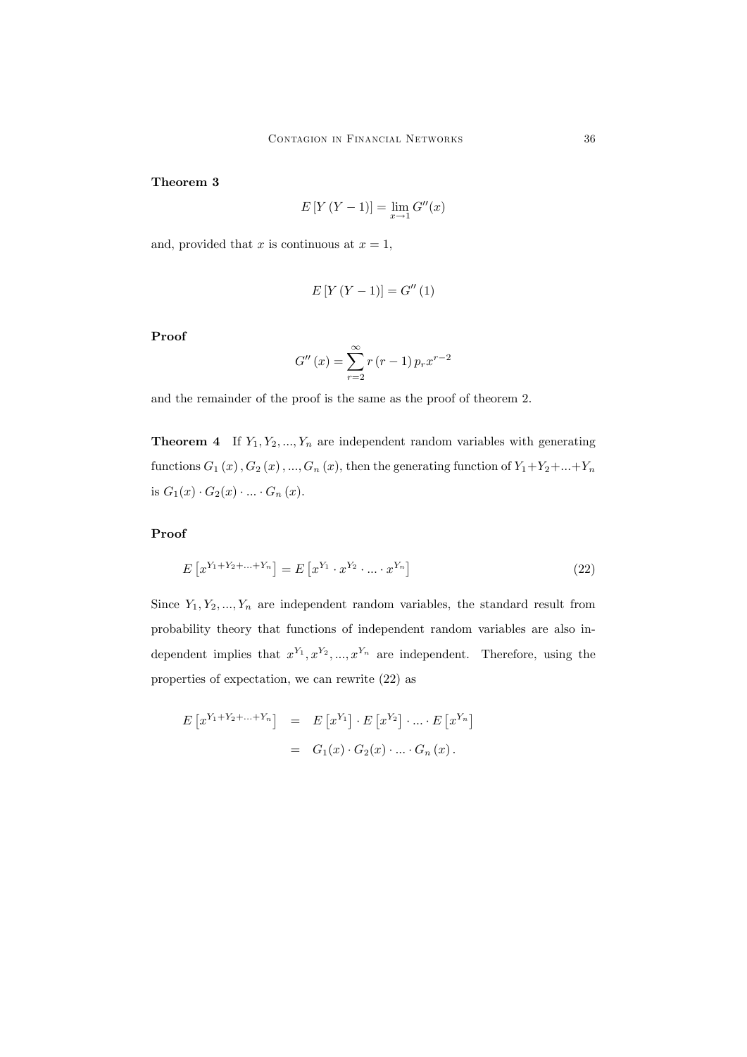**Theorem 3**

$$E\left[Y\left(Y-1\right)\right]=\lim_{x\to 1}G''(x)$$

and, provided that $x$ is continuous at $x=1$,

$$E\left[Y\left(Y-1\right)\right]=G''\left(1\right)$$

**Proof**

$$G''\left(x\right)=\sum_{r=2}^{\infty}r\left(r-1\right)p_{r}x^{r-2}$$

and the remainder of the proof is the same as the proof of theorem 2.

**Theorem 4** If $Y_1, Y_2, ..., Y_n$ are independent random variables with generating functions $G_1\left(x\right), G_2\left(x\right), ..., G_n\left(x\right)$, then the generating function of $Y_1+Y_2+...+Y_n$ is $G_1(x)\cdot G_2(x)\cdot ...\cdot G_n\left(x\right)$.

**Proof**

$$E\left[x^{Y_1+Y_2+...+Y_n}\right]=E\left[x^{Y_1}\cdot x^{Y_2}\cdot ...\cdot x^{Y_n}\right] \tag{22}$$

Since $Y_1, Y_2, ..., Y_n$ are independent random variables, the standard result from probability theory that functions of independent random variables are also independent implies that $x^{Y_1}, x^{Y_2}, ..., x^{Y_n}$ are independent. Therefore, using the properties of expectation, we can rewrite (22) as

$$\begin{aligned}
E\left[x^{Y_1+Y_2+...+Y_n}\right] &= E\left[x^{Y_1}\right]\cdot E\left[x^{Y_2}\right]\cdot ...\cdot E\left[x^{Y_n}\right] \\
&= G_1(x)\cdot G_2(x)\cdot ...\cdot G_n\left(x\right).
\end{aligned}$$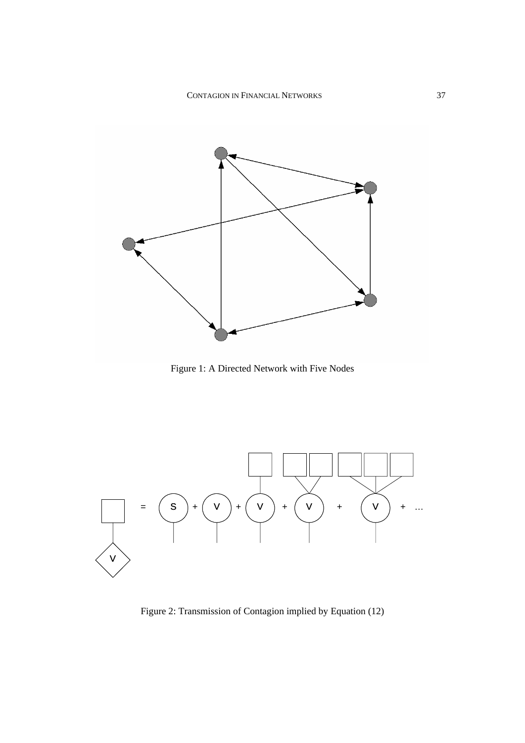Figure 1: A Directed Network with Five Nodes

Figure 2: Transmission of Contagion implied by Equation (12)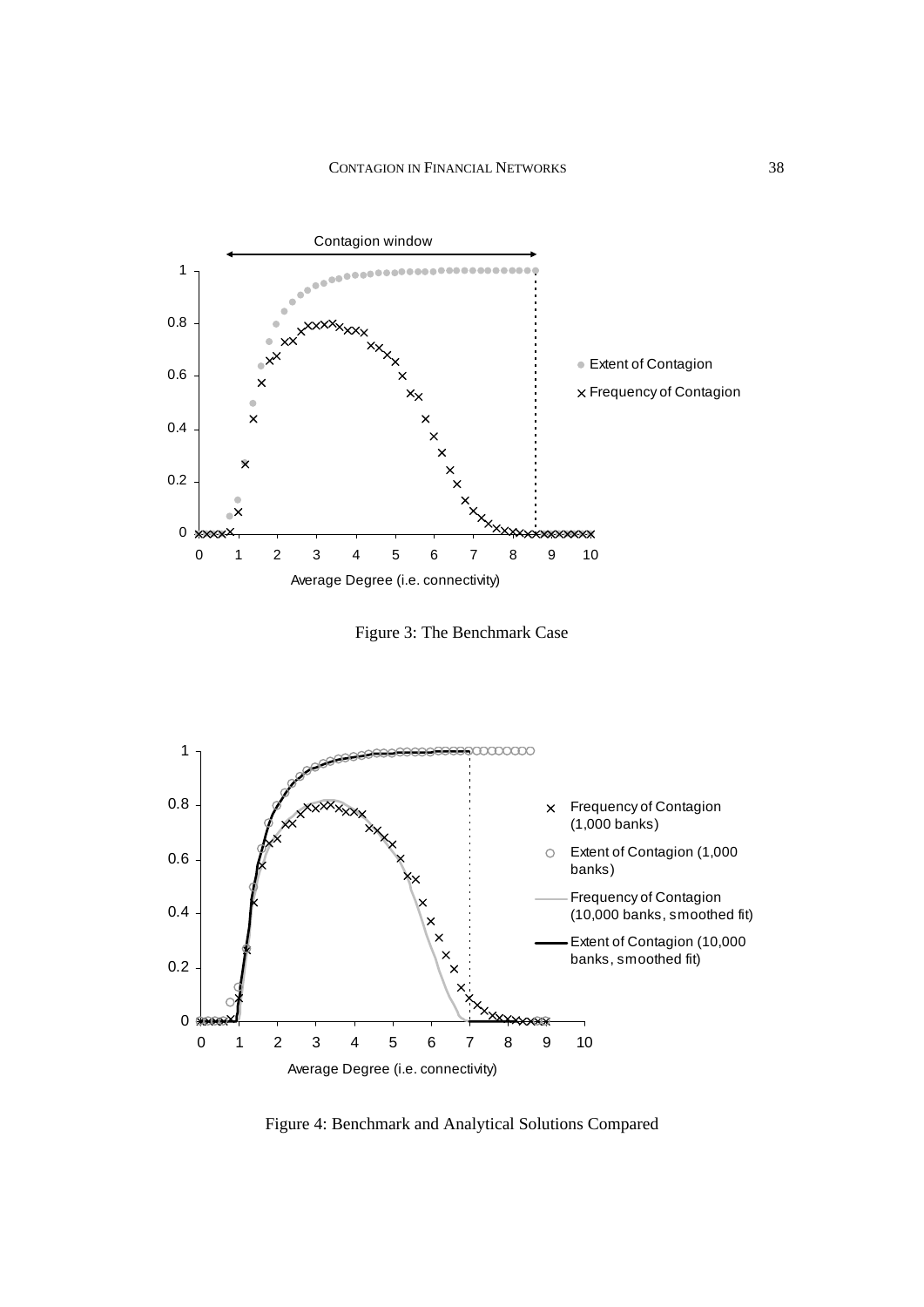Figure 3: The Benchmark Case

Figure 4: Benchmark and Analytical Solutions Compared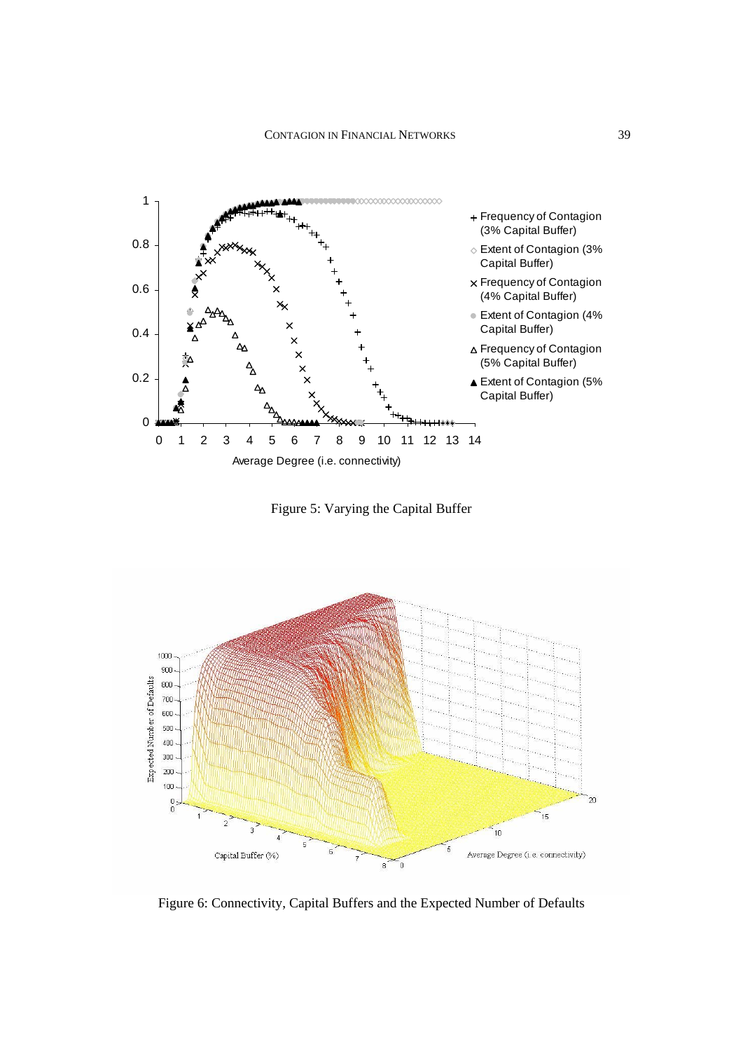Figure 5: Varying the Capital Buffer

Figure 6: Connectivity, Capital Buffers and the Expected Number of Defaults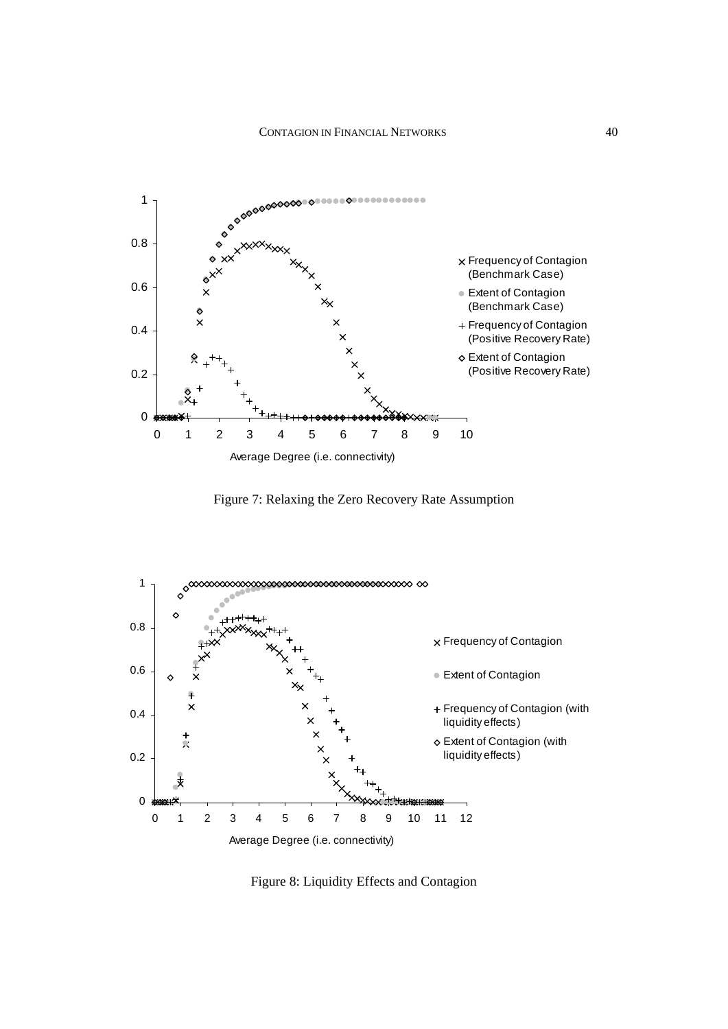1

0.8

0.6

0.4

0.2

0

0 1 2 3 4 5 6 7 8 9 10

Average Degree (i.e. connectivity)

× Frequency of Contagion (Benchmark Case)

● Extent of Contagion (Benchmark Case)

+ Frequency of Contagion (Positive Recovery Rate)

◇ Extent of Contagion (Positive Recovery Rate)

Figure 7: Relaxing the Zero Recovery Rate Assumption

1

0.8

0.6

0.4

0.2

0

0 1 2 3 4 5 6 7 8 9 10 11 12

Average Degree (i.e. connectivity)

× Frequency of Contagion

● Extent of Contagion

+ Frequency of Contagion (with liquidity effects)

◇ Extent of Contagion (with liquidity effects)

Figure 8: Liquidity Effects and Contagion